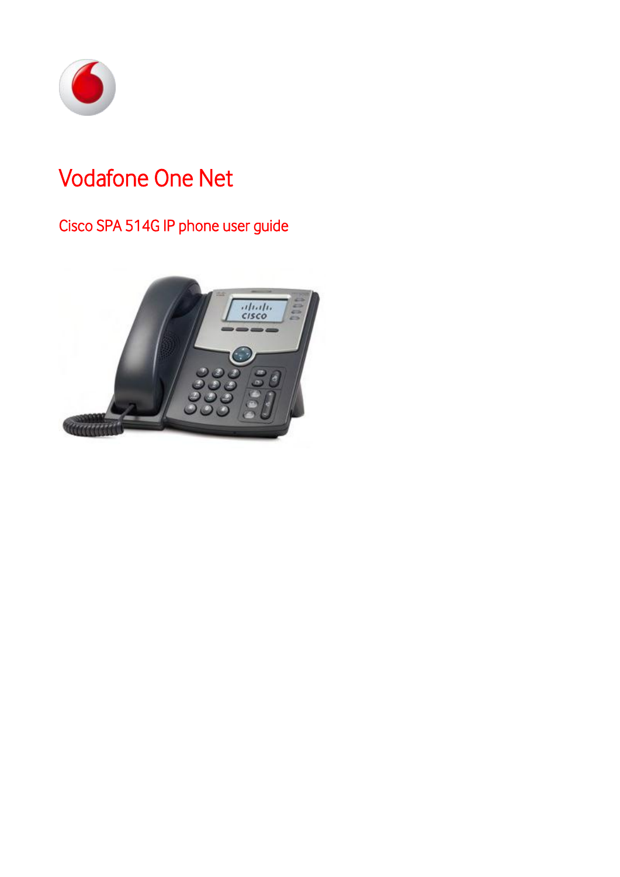# Vodafone One Net

## Cisco SPA 514G IP phone user guide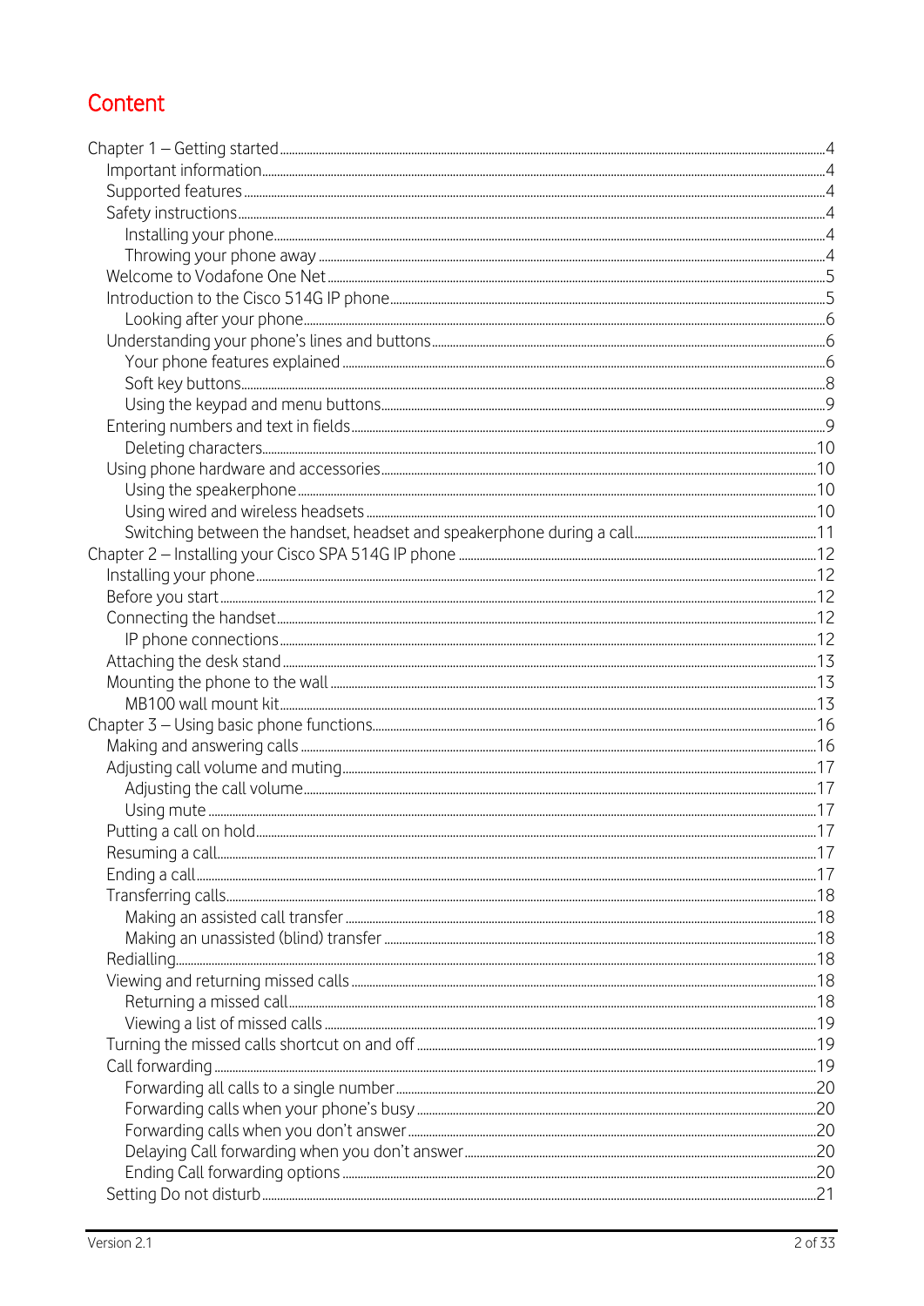# Content

- Chapter 1 – Getting started ... 4
  - Important information ... 4
  - Supported features ... 4
  - Safety instructions ... 4
    - Installing your phone ... 4
    - Throwing your phone away ... 4
  - Welcome to Vodafone One Net ... 5
  - Introduction to the Cisco 514G IP phone ... 5
    - Looking after your phone ... 6
  - Understanding your phone's lines and buttons ... 6
    - Your phone features explained ... 6
    - Soft key buttons ... 8
    - Using the keypad and menu buttons ... 9
  - Entering numbers and text in fields ... 9
    - Deleting characters ... 10
  - Using phone hardware and accessories ... 10
    - Using the speakerphone ... 10
    - Using wired and wireless headsets ... 10
    - Switching between the handset, headset and speakerphone during a call ... 11
- Chapter 2 – Installing your Cisco SPA 514G IP phone ... 12
  - Installing your phone ... 12
  - Before you start ... 12
  - Connecting the handset ... 12
    - IP phone connections ... 12
  - Attaching the desk stand ... 13
  - Mounting the phone to the wall ... 13
    - MB100 wall mount kit ... 13
- Chapter 3 – Using basic phone functions ... 16
  - Making and answering calls ... 16
  - Adjusting call volume and muting ... 17
    - Adjusting the call volume ... 17
    - Using mute ... 17
  - Putting a call on hold ... 17
  - Resuming a call ... 17
  - Ending a call ... 17
  - Transferring calls ... 18
    - Making an assisted call transfer ... 18
    - Making an unassisted (blind) transfer ... 18
  - Redialling ... 18
  - Viewing and returning missed calls ... 18
    - Returning a missed call ... 18
    - Viewing a list of missed calls ... 19
  - Turning the missed calls shortcut on and off ... 19
  - Call forwarding ... 19
    - Forwarding all calls to a single number ... 20
    - Forwarding calls when your phone's busy ... 20
    - Forwarding calls when you don't answer ... 20
    - Delaying Call forwarding when you don't answer ... 20
    - Ending Call forwarding options ... 20
  - Setting Do not disturb ... 21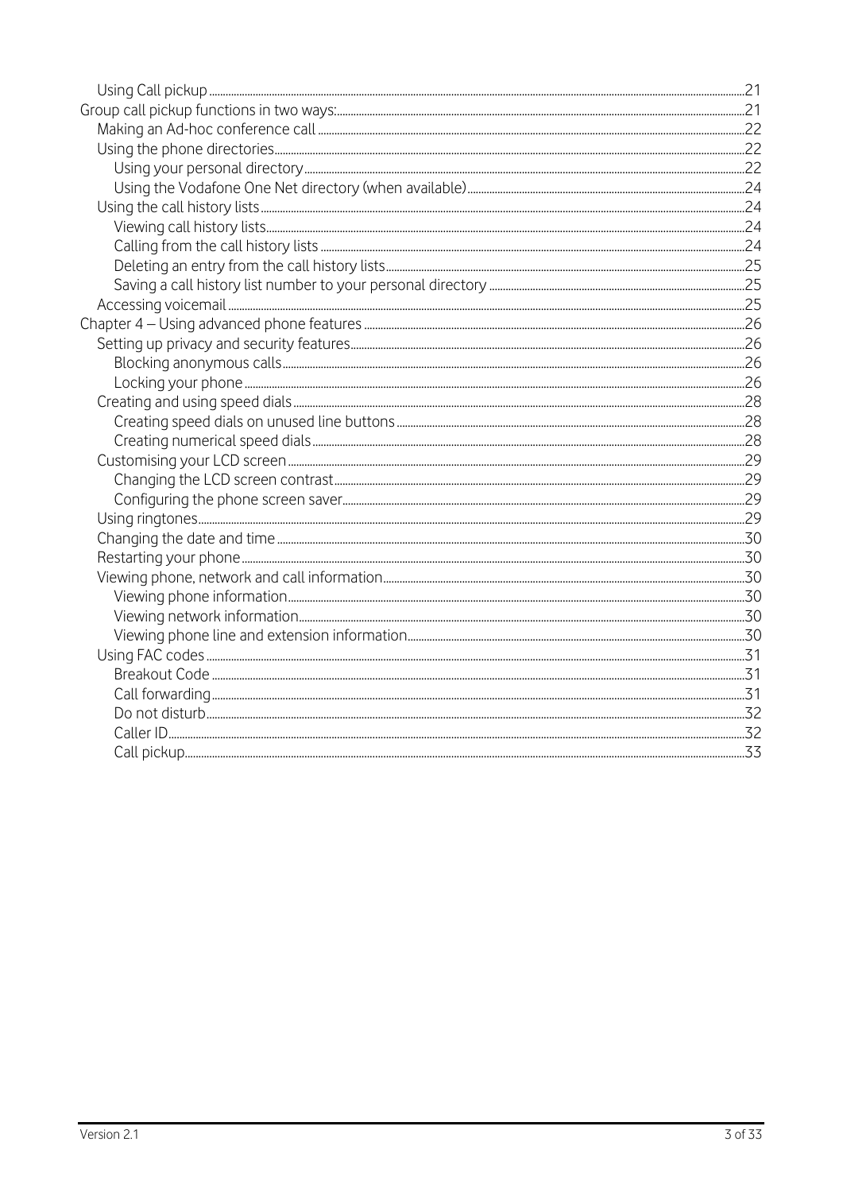- Using Call pickup ... 21
- Group call pickup functions in two ways: ... 21
  - Making an Ad-hoc conference call ... 22
  - Using the phone directories ... 22
    - Using your personal directory ... 22
    - Using the Vodafone One Net directory (when available) ... 24
  - Using the call history lists ... 24
    - Viewing call history lists ... 24
    - Calling from the call history lists ... 24
    - Deleting an entry from the call history lists ... 25
    - Saving a call history list number to your personal directory ... 25
  - Accessing voicemail ... 25
- Chapter 4 – Using advanced phone features ... 26
  - Setting up privacy and security features ... 26
    - Blocking anonymous calls ... 26
    - Locking your phone ... 26
  - Creating and using speed dials ... 28
    - Creating speed dials on unused line buttons ... 28
    - Creating numerical speed dials ... 28
  - Customising your LCD screen ... 29
    - Changing the LCD screen contrast ... 29
    - Configuring the phone screen saver ... 29
  - Using ringtones ... 29
  - Changing the date and time ... 30
  - Restarting your phone ... 30
  - Viewing phone, network and call information ... 30
    - Viewing phone information ... 30
    - Viewing network information ... 30
    - Viewing phone line and extension information ... 30
  - Using FAC codes ... 31
    - Breakout Code ... 31
    - Call forwarding ... 31
    - Do not disturb ... 32
    - Caller ID ... 32
    - Call pickup ... 33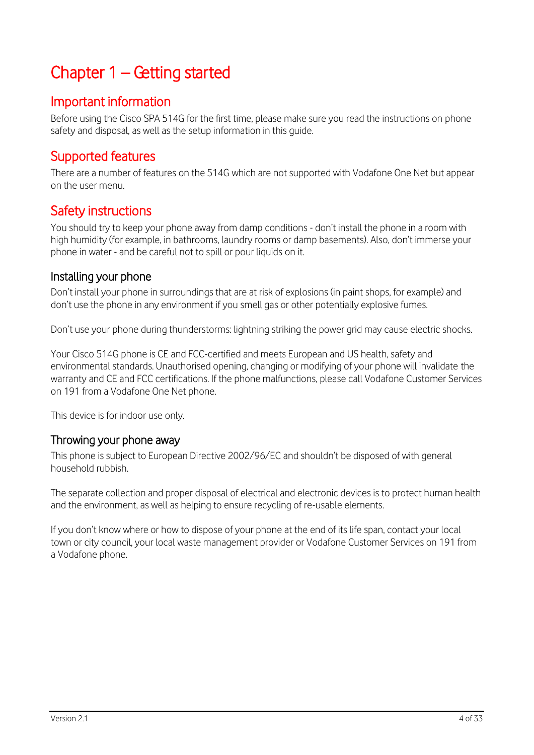# Chapter 1 – Getting started

## Important information

Before using the Cisco SPA 514G for the first time, please make sure you read the instructions on phone safety and disposal, as well as the setup information in this guide.

## Supported features

There are a number of features on the 514G which are not supported with Vodafone One Net but appear on the user menu.

## Safety instructions

You should try to keep your phone away from damp conditions - don't install the phone in a room with high humidity (for example, in bathrooms, laundry rooms or damp basements). Also, don't immerse your phone in water - and be careful not to spill or pour liquids on it.

### Installing your phone

Don't install your phone in surroundings that are at risk of explosions (in paint shops, for example) and don't use the phone in any environment if you smell gas or other potentially explosive fumes.

Don't use your phone during thunderstorms: lightning striking the power grid may cause electric shocks.

Your Cisco 514G phone is CE and FCC-certified and meets European and US health, safety and environmental standards. Unauthorised opening, changing or modifying of your phone will invalidate the warranty and CE and FCC certifications. If the phone malfunctions, please call Vodafone Customer Services on 191 from a Vodafone One Net phone.

This device is for indoor use only.

### Throwing your phone away

This phone is subject to European Directive 2002/96/EC and shouldn't be disposed of with general household rubbish.

The separate collection and proper disposal of electrical and electronic devices is to protect human health and the environment, as well as helping to ensure recycling of re-usable elements.

If you don't know where or how to dispose of your phone at the end of its life span, contact your local town or city council, your local waste management provider or Vodafone Customer Services on 191 from a Vodafone phone.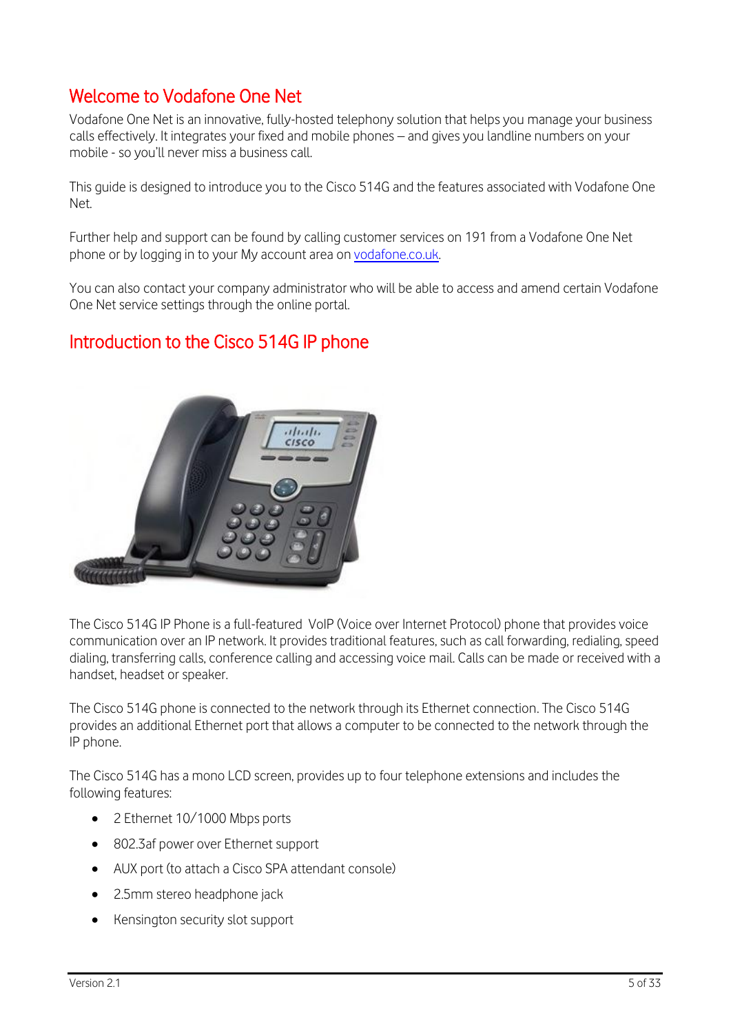## Welcome to Vodafone One Net

Vodafone One Net is an innovative, fully-hosted telephony solution that helps you manage your business calls effectively. It integrates your fixed and mobile phones – and gives you landline numbers on your mobile - so you'll never miss a business call.

This guide is designed to introduce you to the Cisco 514G and the features associated with Vodafone One Net.

Further help and support can be found by calling customer services on 191 from a Vodafone One Net phone or by logging in to your My account area on [vodafone.co.uk](vodafone.co.uk).

You can also contact your company administrator who will be able to access and amend certain Vodafone One Net service settings through the online portal.

## Introduction to the Cisco 514G IP phone

The Cisco 514G IP Phone is a full-featured VoIP (Voice over Internet Protocol) phone that provides voice communication over an IP network. It provides traditional features, such as call forwarding, redialing, speed dialing, transferring calls, conference calling and accessing voice mail. Calls can be made or received with a handset, headset or speaker.

The Cisco 514G phone is connected to the network through its Ethernet connection. The Cisco 514G provides an additional Ethernet port that allows a computer to be connected to the network through the IP phone.

The Cisco 514G has a mono LCD screen, provides up to four telephone extensions and includes the following features:

- 2 Ethernet 10/1000 Mbps ports
- 802.3af power over Ethernet support
- AUX port (to attach a Cisco SPA attendant console)
- 2.5mm stereo headphone jack
- Kensington security slot support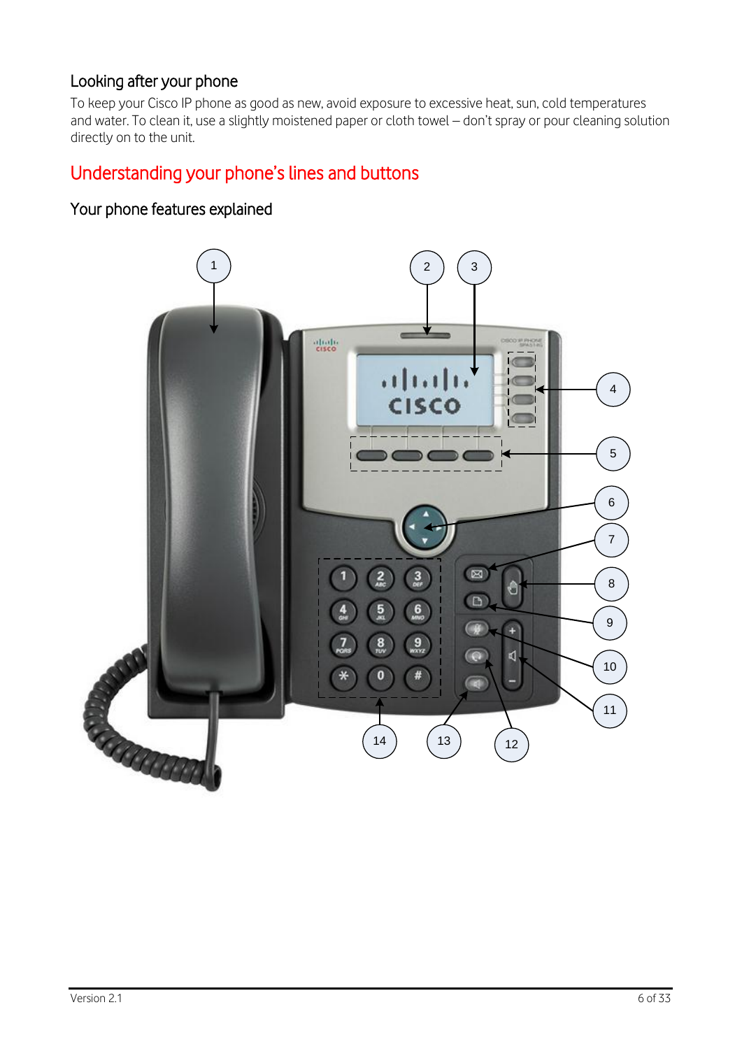## Looking after your phone

To keep your Cisco IP phone as good as new, avoid exposure to excessive heat, sun, cold temperatures and water. To clean it, use a slightly moistened paper or cloth towel – don't spray or pour cleaning solution directly on to the unit.

# Understanding your phone's lines and buttons

## Your phone features explained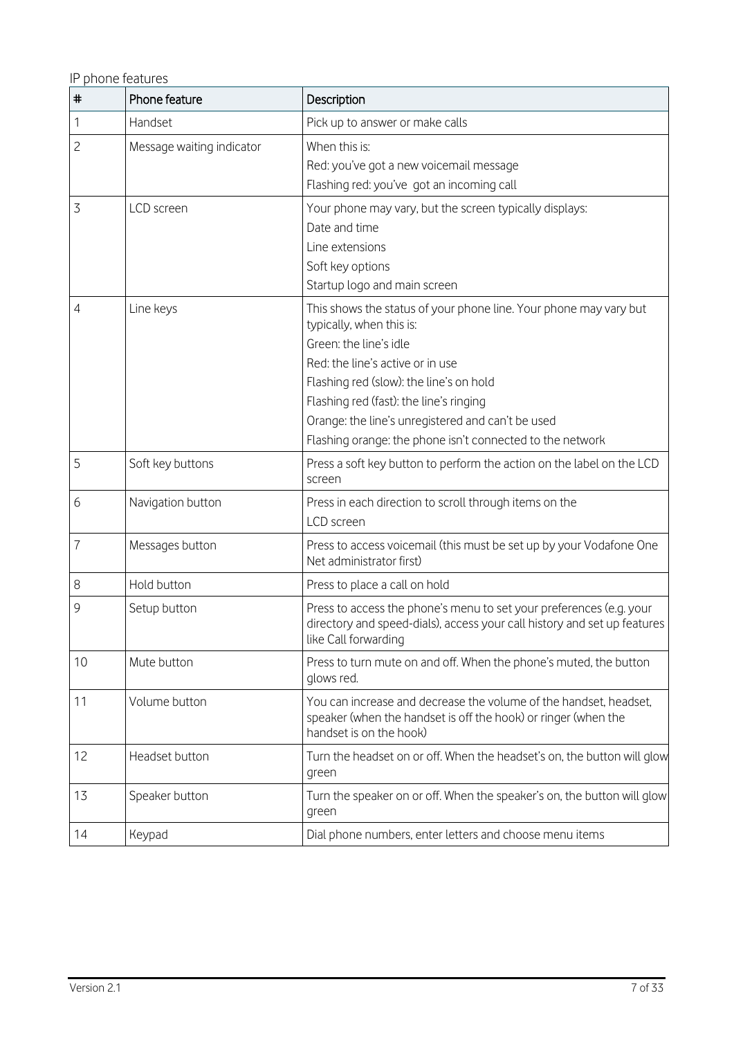IP phone features

| # | Phone feature | Description |
|---|---|---|
| 1 | Handset | Pick up to answer or make calls |
| 2 | Message waiting indicator | When this is:<br>Red: you've got a new voicemail message<br>Flashing red: you've got an incoming call |
| 3 | LCD screen | Your phone may vary, but the screen typically displays:<br>Date and time<br>Line extensions<br>Soft key options<br>Startup logo and main screen |
| 4 | Line keys | This shows the status of your phone line. Your phone may vary but typically, when this is:<br>Green: the line's idle<br>Red: the line's active or in use<br>Flashing red (slow): the line's on hold<br>Flashing red (fast): the line's ringing<br>Orange: the line's unregistered and can't be used<br>Flashing orange: the phone isn't connected to the network |
| 5 | Soft key buttons | Press a soft key button to perform the action on the label on the LCD screen |
| 6 | Navigation button | Press in each direction to scroll through items on the LCD screen |
| 7 | Messages button | Press to access voicemail (this must be set up by your Vodafone One Net administrator first) |
| 8 | Hold button | Press to place a call on hold |
| 9 | Setup button | Press to access the phone's menu to set your preferences (e.g. your directory and speed-dials), access your call history and set up features like Call forwarding |
| 10 | Mute button | Press to turn mute on and off. When the phone's muted, the button glows red. |
| 11 | Volume button | You can increase and decrease the volume of the handset, headset, speaker (when the handset is off the hook) or ringer (when the handset is on the hook) |
| 12 | Headset button | Turn the headset on or off. When the headset's on, the button will glow green |
| 13 | Speaker button | Turn the speaker on or off. When the speaker's on, the button will glow green |
| 14 | Keypad | Dial phone numbers, enter letters and choose menu items |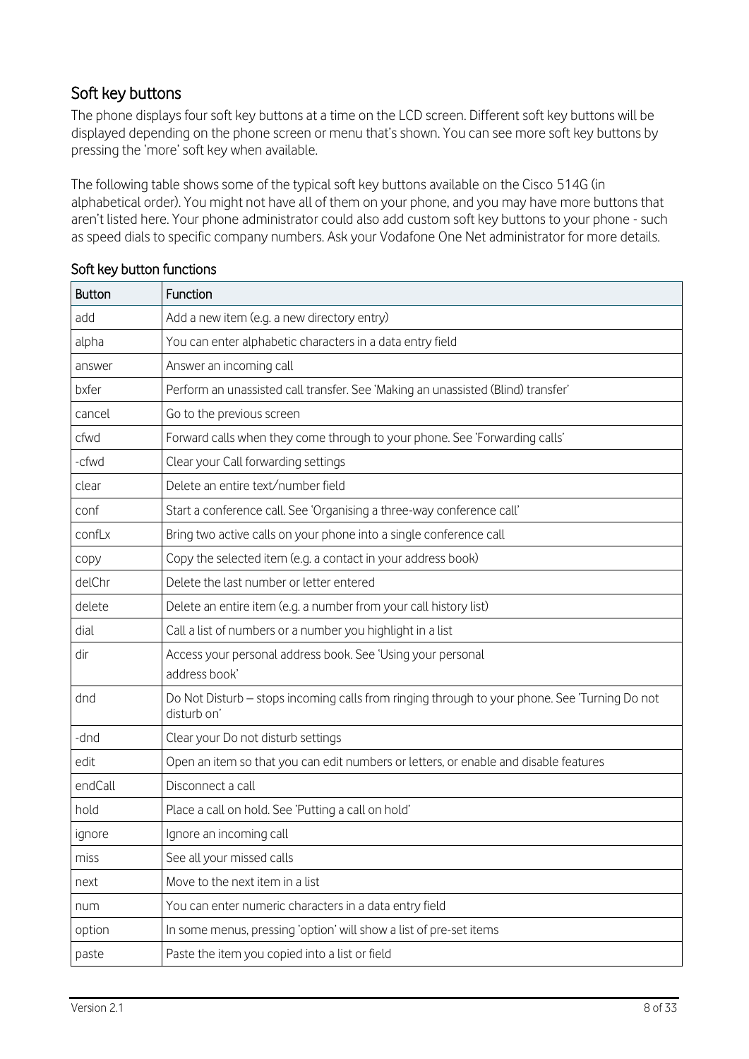## Soft key buttons

The phone displays four soft key buttons at a time on the LCD screen. Different soft key buttons will be displayed depending on the phone screen or menu that's shown. You can see more soft key buttons by pressing the 'more' soft key when available.

The following table shows some of the typical soft key buttons available on the Cisco 514G (in alphabetical order). You might not have all of them on your phone, and you may have more buttons that aren't listed here. Your phone administrator could also add custom soft key buttons to your phone - such as speed dials to specific company numbers. Ask your Vodafone One Net administrator for more details.

### Soft key button functions

| Button | Function |
| --- | --- |
| add | Add a new item (e.g. a new directory entry) |
| alpha | You can enter alphabetic characters in a data entry field |
| answer | Answer an incoming call |
| bxfer | Perform an unassisted call transfer. See 'Making an unassisted (Blind) transfer' |
| cancel | Go to the previous screen |
| cfwd | Forward calls when they come through to your phone. See 'Forwarding calls' |
| -cfwd | Clear your Call forwarding settings |
| clear | Delete an entire text/number field |
| conf | Start a conference call. See 'Organising a three-way conference call' |
| confLx | Bring two active calls on your phone into a single conference call |
| copy | Copy the selected item (e.g. a contact in your address book) |
| delChr | Delete the last number or letter entered |
| delete | Delete an entire item (e.g. a number from your call history list) |
| dial | Call a list of numbers or a number you highlight in a list |
| dir | Access your personal address book. See 'Using your personal address book' |
| dnd | Do Not Disturb – stops incoming calls from ringing through to your phone. See 'Turning Do not disturb on' |
| -dnd | Clear your Do not disturb settings |
| edit | Open an item so that you can edit numbers or letters, or enable and disable features |
| endCall | Disconnect a call |
| hold | Place a call on hold. See 'Putting a call on hold' |
| ignore | Ignore an incoming call |
| miss | See all your missed calls |
| next | Move to the next item in a list |
| num | You can enter numeric characters in a data entry field |
| option | In some menus, pressing 'option' will show a list of pre-set items |
| paste | Paste the item you copied into a list or field |

Version 2.1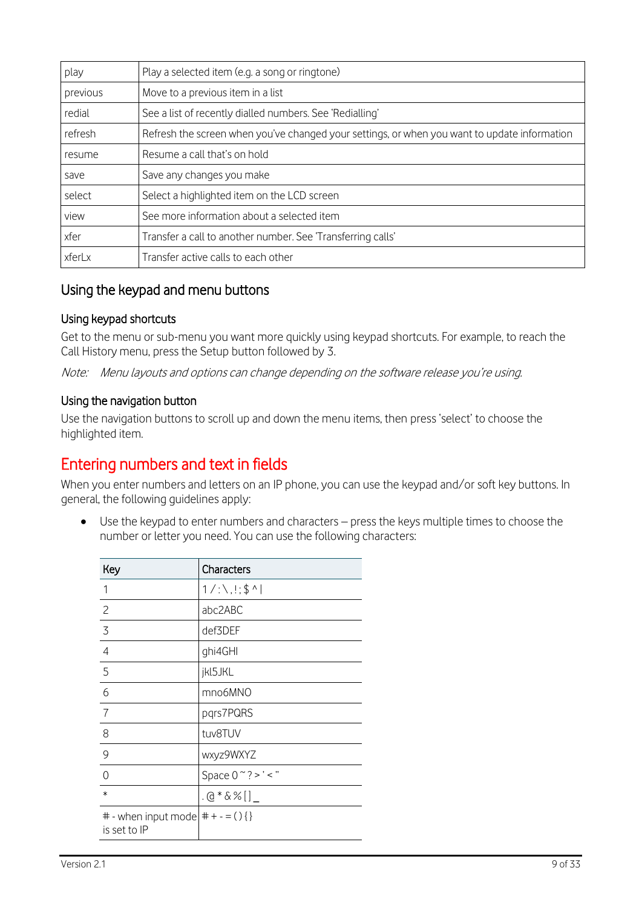| play | Play a selected item (e.g. a song or ringtone) |
|---|---|
| previous | Move to a previous item in a list |
| redial | See a list of recently dialled numbers. See 'Redialling' |
| refresh | Refresh the screen when you've changed your settings, or when you want to update information |
| resume | Resume a call that's on hold |
| save | Save any changes you make |
| select | Select a highlighted item on the LCD screen |
| view | See more information about a selected item |
| xfer | Transfer a call to another number. See 'Transferring calls' |
| xferLx | Transfer active calls to each other |

## Using the keypad and menu buttons

### Using keypad shortcuts

Get to the menu or sub-menu you want more quickly using keypad shortcuts. For example, to reach the Call History menu, press the Setup button followed by 3.

*Note: Menu layouts and options can change depending on the software release you're using.*

### Using the navigation button

Use the navigation buttons to scroll up and down the menu items, then press 'select' to choose the highlighted item.

# Entering numbers and text in fields

When you enter numbers and letters on an IP phone, you can use the keypad and/or soft key buttons. In general, the following guidelines apply:

- Use the keypad to enter numbers and characters – press the keys multiple times to choose the number or letter you need. You can use the following characters:

| Key | Characters |
|---|---|
| 1 | 1 / : \ , ! ; $ ^ \| |
| 2 | abc2ABC |
| 3 | def3DEF |
| 4 | ghi4GHI |
| 5 | jkl5JKL |
| 6 | mno6MNO |
| 7 | pqrs7PQRS |
| 8 | tuv8TUV |
| 9 | wxyz9WXYZ |
| 0 | Space 0 ~ ? > ' < " |
| * | . @ * & % [ ] _ |
| # - when input mode is set to IP | # + - = ( ) { } |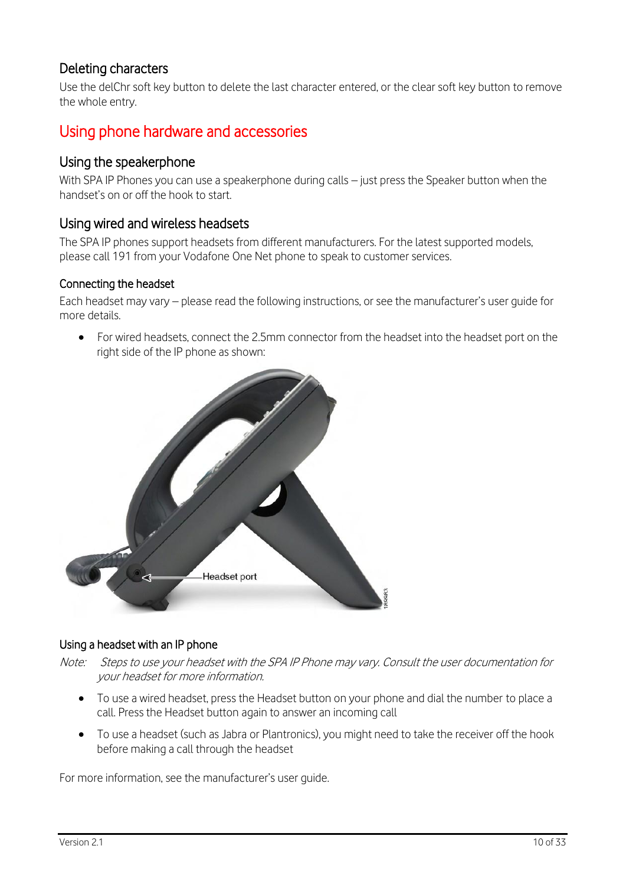### Deleting characters

Use the delChr soft key button to delete the last character entered, or the clear soft key button to remove the whole entry.

## Using phone hardware and accessories

### Using the speakerphone

With SPA IP Phones you can use a speakerphone during calls – just press the Speaker button when the handset's on or off the hook to start.

### Using wired and wireless headsets

The SPA IP phones support headsets from different manufacturers. For the latest supported models, please call 191 from your Vodafone One Net phone to speak to customer services.

#### Connecting the headset

Each headset may vary – please read the following instructions, or see the manufacturer's user guide for more details.

- For wired headsets, connect the 2.5mm connector from the headset into the headset port on the right side of the IP phone as shown:

Headset port

#### Using a headset with an IP phone

*Note: Steps to use your headset with the SPA IP Phone may vary. Consult the user documentation for your headset for more information.*

- To use a wired headset, press the Headset button on your phone and dial the number to place a call. Press the Headset button again to answer an incoming call
- To use a headset (such as Jabra or Plantronics), you might need to take the receiver off the hook before making a call through the headset

For more information, see the manufacturer's user guide.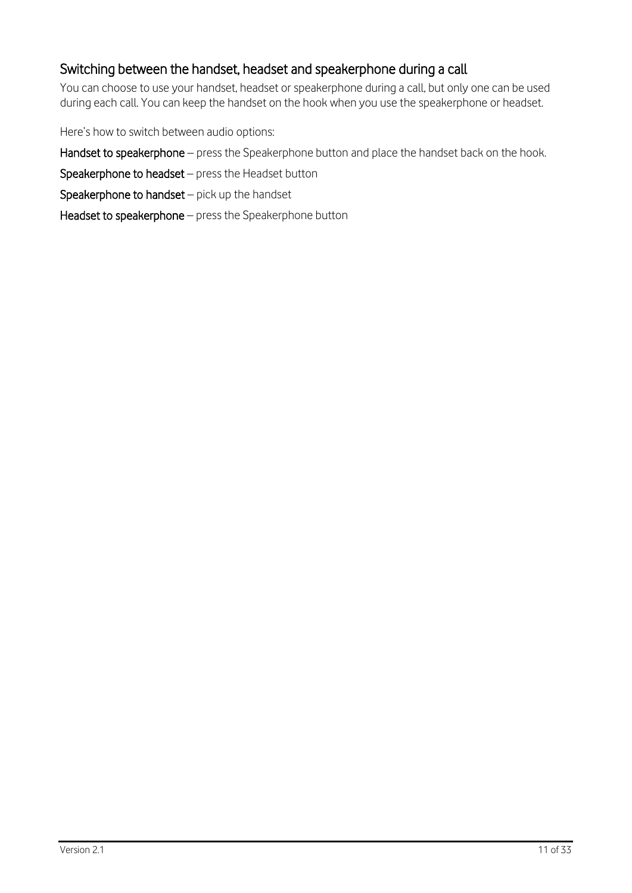## Switching between the handset, headset and speakerphone during a call

You can choose to use your handset, headset or speakerphone during a call, but only one can be used during each call. You can keep the handset on the hook when you use the speakerphone or headset.

Here's how to switch between audio options:

**Handset to speakerphone** – press the Speakerphone button and place the handset back on the hook.

**Speakerphone to headset** – press the Headset button

**Speakerphone to handset** – pick up the handset

**Headset to speakerphone** – press the Speakerphone button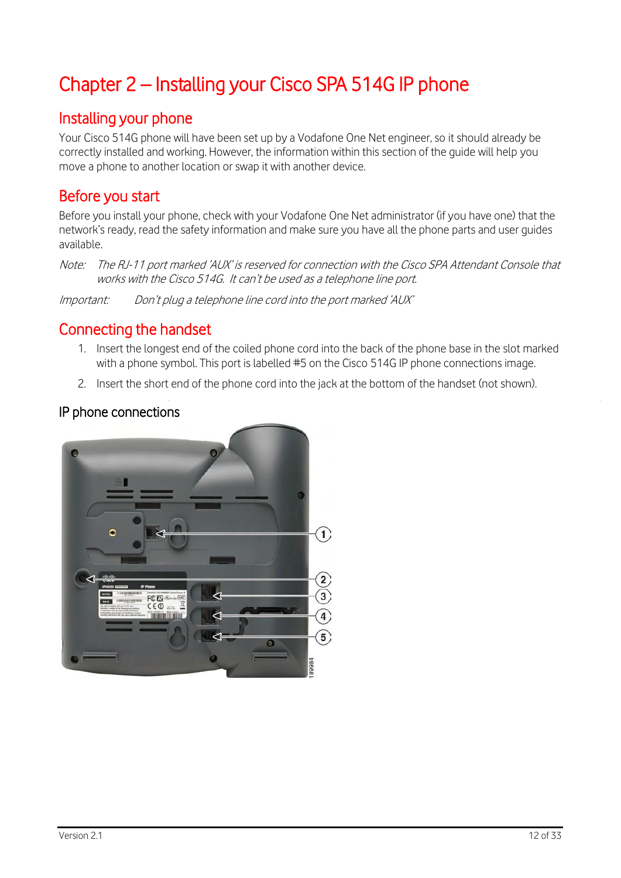# Chapter 2 – Installing your Cisco SPA 514G IP phone

## Installing your phone

Your Cisco 514G phone will have been set up by a Vodafone One Net engineer, so it should already be correctly installed and working. However, the information within this section of the guide will help you move a phone to another location or swap it with another device.

## Before you start

Before you install your phone, check with your Vodafone One Net administrator (if you have one) that the network's ready, read the safety information and make sure you have all the phone parts and user guides available.

*Note: The RJ-11 port marked 'AUX' is reserved for connection with the Cisco SPA Attendant Console that works with the Cisco 514G. It can't be used as a telephone line port.*

*Important: Don't plug a telephone line cord into the port marked 'AUX'*

## Connecting the handset

1. Insert the longest end of the coiled phone cord into the back of the phone base in the slot marked with a phone symbol. This port is labelled #5 on the Cisco 514G IP phone connections image.
2. Insert the short end of the phone cord into the jack at the bottom of the handset (not shown).

### IP phone connections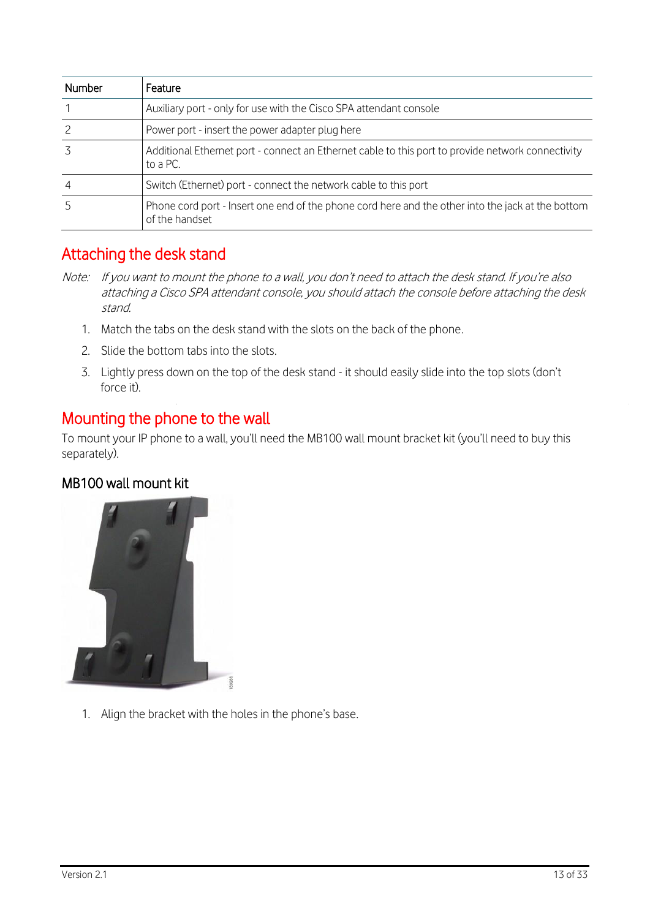| Number | Feature |
|---|---|
| 1 | Auxiliary port - only for use with the Cisco SPA attendant console |
| 2 | Power port - insert the power adapter plug here |
| 3 | Additional Ethernet port - connect an Ethernet cable to this port to provide network connectivity to a PC. |
| 4 | Switch (Ethernet) port - connect the network cable to this port |
| 5 | Phone cord port - Insert one end of the phone cord here and the other into the jack at the bottom of the handset |

## Attaching the desk stand

*Note: If you want to mount the phone to a wall, you don't need to attach the desk stand. If you're also attaching a Cisco SPA attendant console, you should attach the console before attaching the desk stand.*

1. Match the tabs on the desk stand with the slots on the back of the phone.
2. Slide the bottom tabs into the slots.
3. Lightly press down on the top of the desk stand - it should easily slide into the top slots (don't force it).

## Mounting the phone to the wall

To mount your IP phone to a wall, you'll need the MB100 wall mount bracket kit (you'll need to buy this separately).

### MB100 wall mount kit

1. Align the bracket with the holes in the phone's base.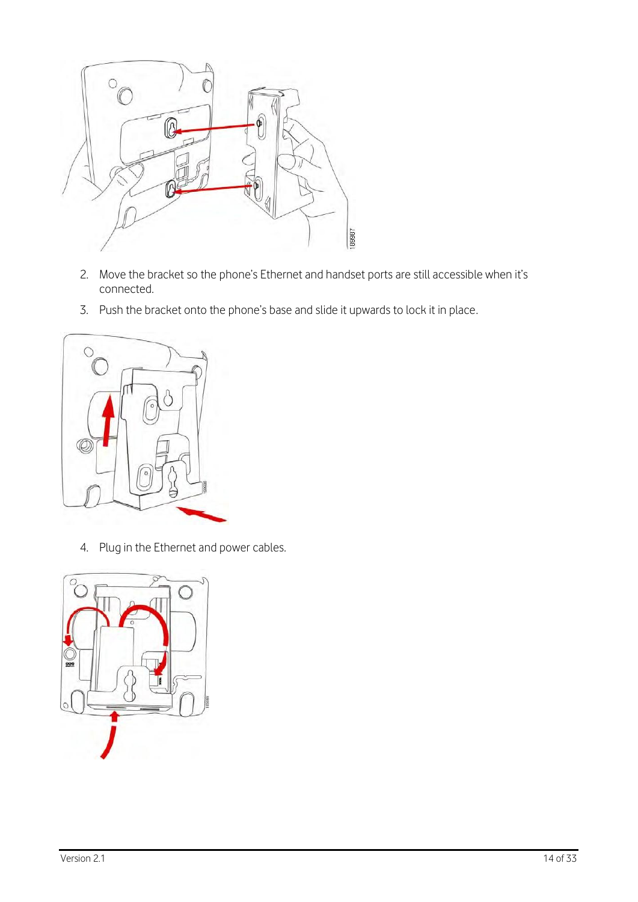2. Move the bracket so the phone's Ethernet and handset ports are still accessible when it's connected.
3. Push the bracket onto the phone's base and slide it upwards to lock it in place.

4. Plug in the Ethernet and power cables.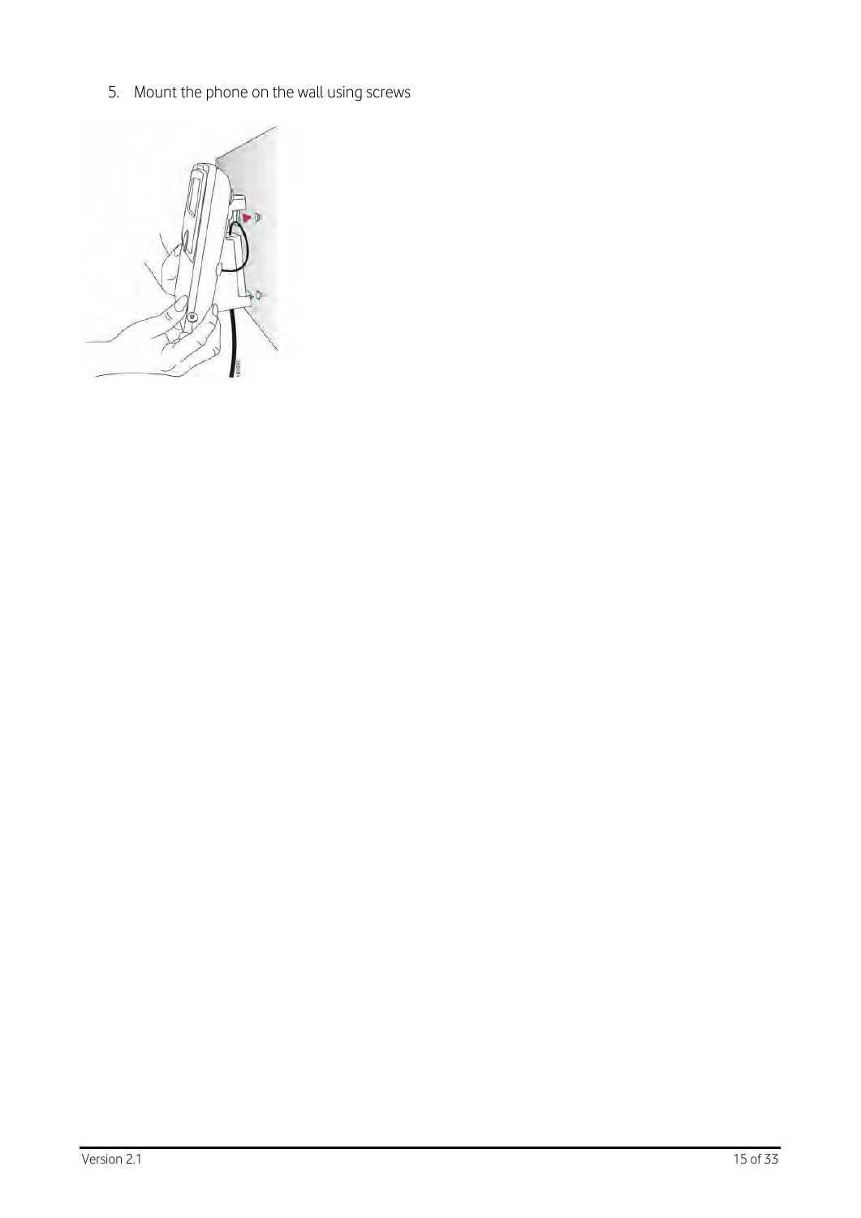5. Mount the phone on the wall using screws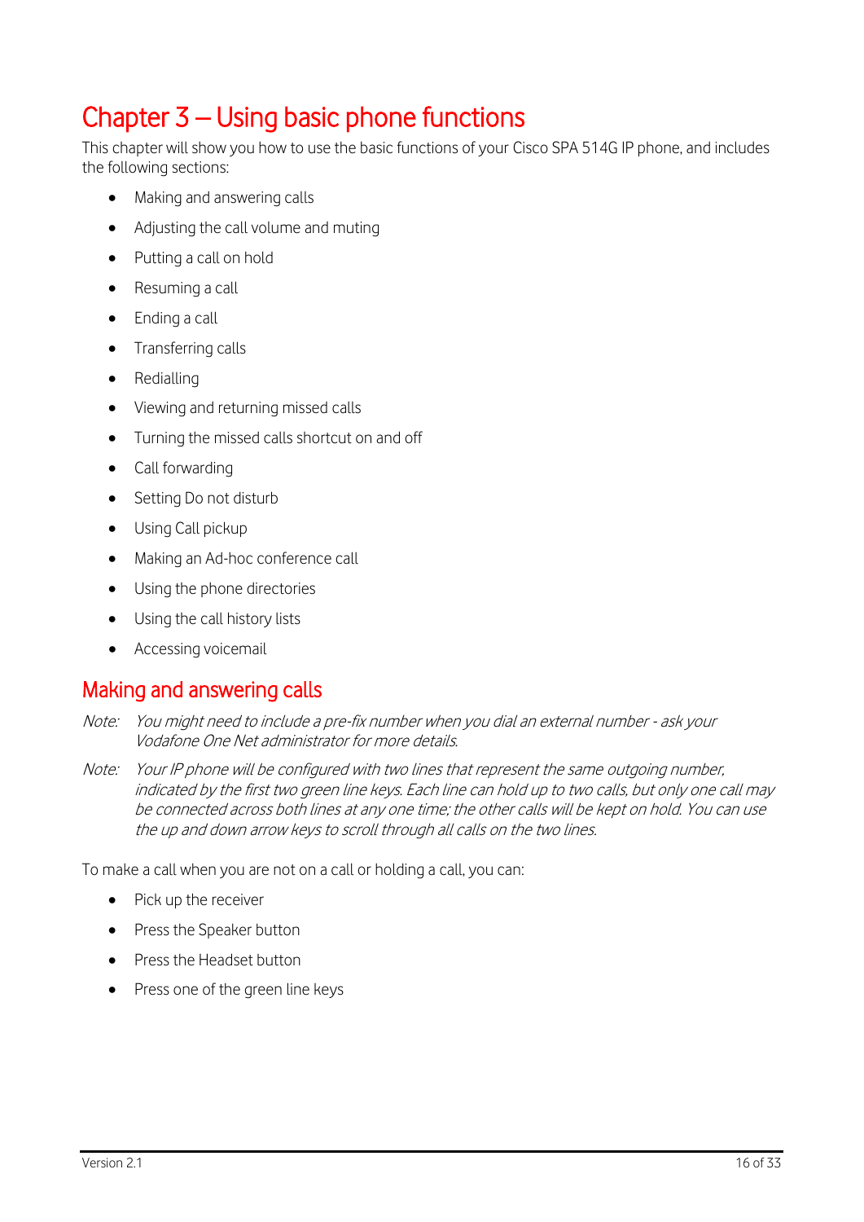# Chapter 3 – Using basic phone functions

This chapter will show you how to use the basic functions of your Cisco SPA 514G IP phone, and includes the following sections:

- Making and answering calls
- Adjusting the call volume and muting
- Putting a call on hold
- Resuming a call
- Ending a call
- Transferring calls
- Redialling
- Viewing and returning missed calls
- Turning the missed calls shortcut on and off
- Call forwarding
- Setting Do not disturb
- Using Call pickup
- Making an Ad-hoc conference call
- Using the phone directories
- Using the call history lists
- Accessing voicemail

## Making and answering calls

Note: *You might need to include a pre-fix number when you dial an external number - ask your Vodafone One Net administrator for more details.*

Note: *Your IP phone will be configured with two lines that represent the same outgoing number, indicated by the first two green line keys. Each line can hold up to two calls, but only one call may be connected across both lines at any one time; the other calls will be kept on hold. You can use the up and down arrow keys to scroll through all calls on the two lines.*

To make a call when you are not on a call or holding a call, you can:

- Pick up the receiver
- Press the Speaker button
- Press the Headset button
- Press one of the green line keys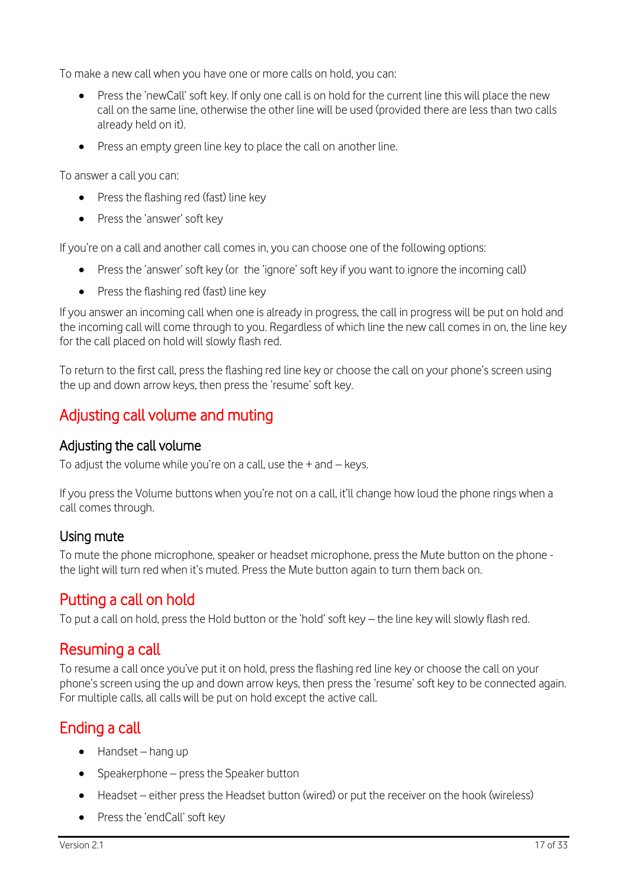To make a new call when you have one or more calls on hold, you can:

- Press the 'newCall' soft key. If only one call is on hold for the current line this will place the new call on the same line, otherwise the other line will be used (provided there are less than two calls already held on it).
- Press an empty green line key to place the call on another line.

To answer a call you can:

- Press the flashing red (fast) line key
- Press the 'answer' soft key

If you're on a call and another call comes in, you can choose one of the following options:

- Press the 'answer' soft key (or the 'ignore' soft key if you want to ignore the incoming call)
- Press the flashing red (fast) line key

If you answer an incoming call when one is already in progress, the call in progress will be put on hold and the incoming call will come through to you. Regardless of which line the new call comes in on, the line key for the call placed on hold will slowly flash red.

To return to the first call, press the flashing red line key or choose the call on your phone's screen using the up and down arrow keys, then press the 'resume' soft key.

## Adjusting call volume and muting

### Adjusting the call volume

To adjust the volume while you're on a call, use the + and – keys.

If you press the Volume buttons when you're not on a call, it'll change how loud the phone rings when a call comes through.

### Using mute

To mute the phone microphone, speaker or headset microphone, press the Mute button on the phone - the light will turn red when it's muted. Press the Mute button again to turn them back on.

## Putting a call on hold

To put a call on hold, press the Hold button or the 'hold' soft key – the line key will slowly flash red.

## Resuming a call

To resume a call once you've put it on hold, press the flashing red line key or choose the call on your phone's screen using the up and down arrow keys, then press the 'resume' soft key to be connected again. For multiple calls, all calls will be put on hold except the active call.

## Ending a call

- Handset – hang up
- Speakerphone – press the Speaker button
- Headset – either press the Headset button (wired) or put the receiver on the hook (wireless)
- Press the 'endCall' soft key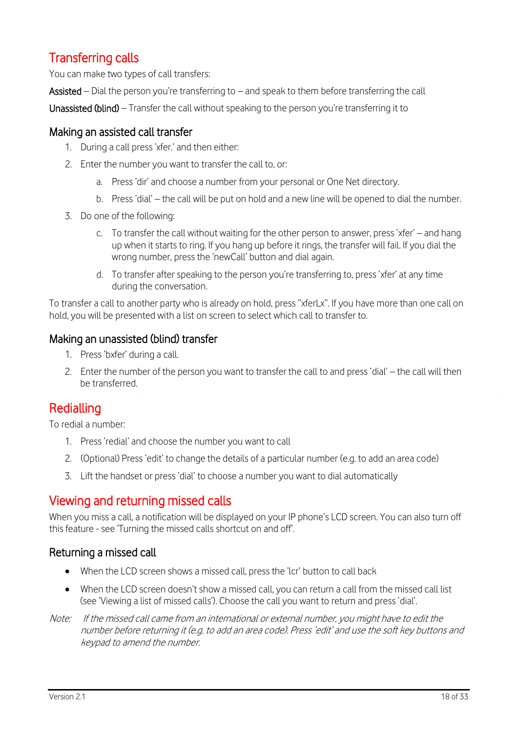## Transferring calls

You can make two types of call transfers:

**Assisted** – Dial the person you're transferring to – and speak to them before transferring the call

**Unassisted (blind)** – Transfer the call without speaking to the person you're transferring it to

### Making an assisted call transfer

1. During a call press 'xfer.' and then either:
2. Enter the number you want to transfer the call to, or:
    a. Press 'dir' and choose a number from your personal or One Net directory.
    b. Press 'dial' – the call will be put on hold and a new line will be opened to dial the number.
3. Do one of the following:
    c. To transfer the call without waiting for the other person to answer, press 'xfer' – and hang up when it starts to ring. If you hang up before it rings, the transfer will fail. If you dial the wrong number, press the 'newCall' button and dial again.
    d. To transfer after speaking to the person you're transferring to, press 'xfer' at any time during the conversation.

To transfer a call to another party who is already on hold, press "xferLx". If you have more than one call on hold, you will be presented with a list on screen to select which call to transfer to.

### Making an unassisted (blind) transfer

1. Press 'bxfer' during a call.
2. Enter the number of the person you want to transfer the call to and press 'dial' – the call will then be transferred.

## Redialling

To redial a number:

1. Press 'redial' and choose the number you want to call
2. (Optional) Press 'edit' to change the details of a particular number (e.g. to add an area code)
3. Lift the handset or press 'dial' to choose a number you want to dial automatically

## Viewing and returning missed calls

When you miss a call, a notification will be displayed on your IP phone's LCD screen. You can also turn off this feature - see 'Turning the missed calls shortcut on and off'.

### Returning a missed call

- When the LCD screen shows a missed call, press the 'lcr' button to call back
- When the LCD screen doesn't show a missed call, you can return a call from the missed call list (see 'Viewing a list of missed calls'). Choose the call you want to return and press 'dial'.

*Note: If the missed call came from an international or external number, you might have to edit the number before returning it (e.g. to add an area code). Press 'edit' and use the soft key buttons and keypad to amend the number.*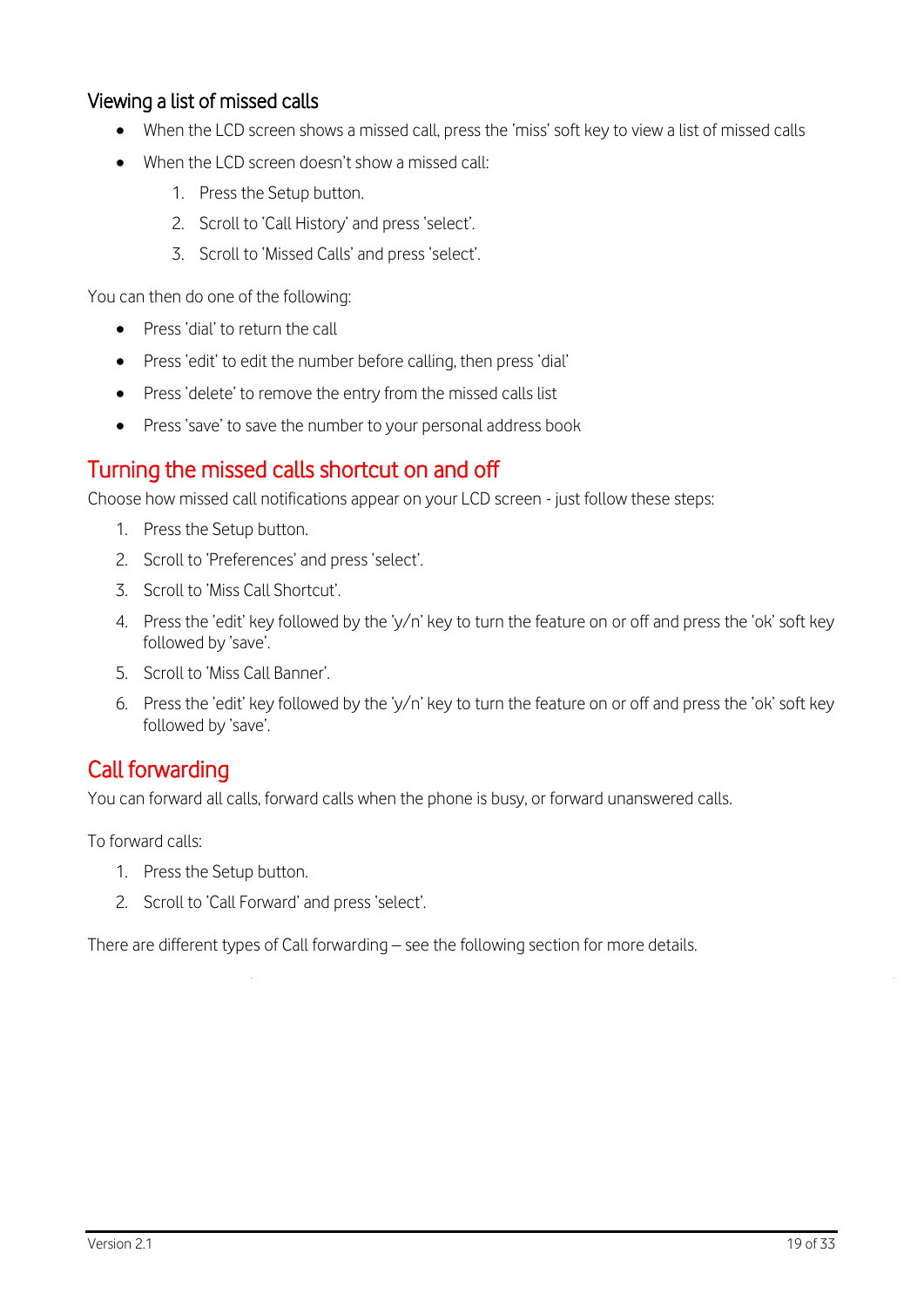### Viewing a list of missed calls

- When the LCD screen shows a missed call, press the 'miss' soft key to view a list of missed calls
- When the LCD screen doesn't show a missed call:
    1. Press the Setup button.
    2. Scroll to 'Call History' and press 'select'.
    3. Scroll to 'Missed Calls' and press 'select'.

You can then do one of the following:

- Press 'dial' to return the call
- Press 'edit' to edit the number before calling, then press 'dial'
- Press 'delete' to remove the entry from the missed calls list
- Press 'save' to save the number to your personal address book

## Turning the missed calls shortcut on and off

Choose how missed call notifications appear on your LCD screen - just follow these steps:

1. Press the Setup button.
2. Scroll to 'Preferences' and press 'select'.
3. Scroll to 'Miss Call Shortcut'.
4. Press the 'edit' key followed by the 'y/n' key to turn the feature on or off and press the 'ok' soft key followed by 'save'.
5. Scroll to 'Miss Call Banner'.
6. Press the 'edit' key followed by the 'y/n' key to turn the feature on or off and press the 'ok' soft key followed by 'save'.

## Call forwarding

You can forward all calls, forward calls when the phone is busy, or forward unanswered calls.

To forward calls:

1. Press the Setup button.
2. Scroll to 'Call Forward' and press 'select'.

There are different types of Call forwarding – see the following section for more details.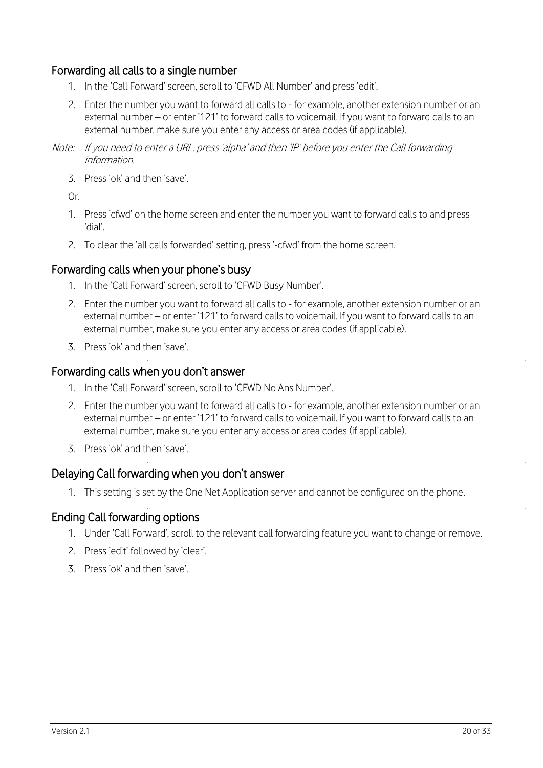## Forwarding all calls to a single number

1. In the 'Call Forward' screen, scroll to 'CFWD All Number' and press 'edit'.
2. Enter the number you want to forward all calls to - for example, another extension number or an external number – or enter '121' to forward calls to voicemail. If you want to forward calls to an external number, make sure you enter any access or area codes (if applicable).

Note: *If you need to enter a URL, press 'alpha' and then 'IP' before you enter the Call forwarding information.*

3. Press 'ok' and then 'save'.

Or.

1. Press 'cfwd' on the home screen and enter the number you want to forward calls to and press 'dial'.
2. To clear the 'all calls forwarded' setting, press '-cfwd' from the home screen.

## Forwarding calls when your phone's busy

1. In the 'Call Forward' screen, scroll to 'CFWD Busy Number'.
2. Enter the number you want to forward all calls to - for example, another extension number or an external number – or enter '121' to forward calls to voicemail. If you want to forward calls to an external number, make sure you enter any access or area codes (if applicable).
3. Press 'ok' and then 'save'.

## Forwarding calls when you don't answer

1. In the 'Call Forward' screen, scroll to 'CFWD No Ans Number'.
2. Enter the number you want to forward all calls to - for example, another extension number or an external number – or enter '121' to forward calls to voicemail. If you want to forward calls to an external number, make sure you enter any access or area codes (if applicable).
3. Press 'ok' and then 'save'.

## Delaying Call forwarding when you don't answer

1. This setting is set by the One Net Application server and cannot be configured on the phone.

## Ending Call forwarding options

1. Under 'Call Forward', scroll to the relevant call forwarding feature you want to change or remove.
2. Press 'edit' followed by 'clear'.
3. Press 'ok' and then 'save'.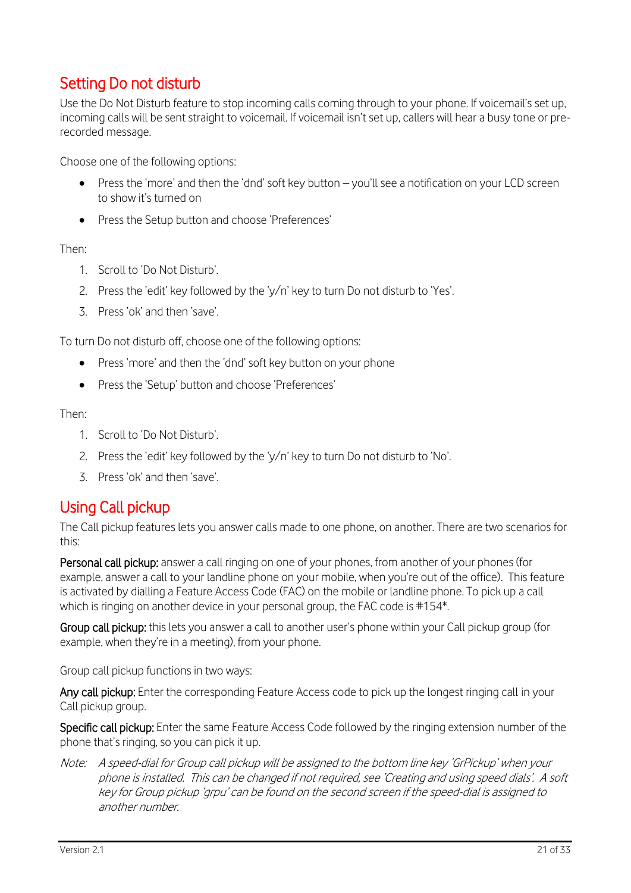## Setting Do not disturb

Use the Do Not Disturb feature to stop incoming calls coming through to your phone. If voicemail's set up, incoming calls will be sent straight to voicemail. If voicemail isn't set up, callers will hear a busy tone or pre-recorded message.

Choose one of the following options:

- Press the 'more' and then the 'dnd' soft key button – you'll see a notification on your LCD screen to show it's turned on
- Press the Setup button and choose 'Preferences'

Then:

1. Scroll to 'Do Not Disturb'.
2. Press the 'edit' key followed by the 'y/n' key to turn Do not disturb to 'Yes'.
3. Press 'ok' and then 'save'.

To turn Do not disturb off, choose one of the following options:

- Press 'more' and then the 'dnd' soft key button on your phone
- Press the 'Setup' button and choose 'Preferences'

Then:

1. Scroll to 'Do Not Disturb'.
2. Press the 'edit' key followed by the 'y/n' key to turn Do not disturb to 'No'.
3. Press 'ok' and then 'save'.

## Using Call pickup

The Call pickup features lets you answer calls made to one phone, on another. There are two scenarios for this:

**Personal call pickup:** answer a call ringing on one of your phones, from another of your phones (for example, answer a call to your landline phone on your mobile, when you're out of the office). This feature is activated by dialling a Feature Access Code (FAC) on the mobile or landline phone. To pick up a call which is ringing on another device in your personal group, the FAC code is #154*.

**Group call pickup:** this lets you answer a call to another user's phone within your Call pickup group (for example, when they're in a meeting), from your phone.

Group call pickup functions in two ways:

**Any call pickup:** Enter the corresponding Feature Access code to pick up the longest ringing call in your Call pickup group.

**Specific call pickup:** Enter the same Feature Access Code followed by the ringing extension number of the phone that's ringing, so you can pick it up.

*Note: A speed-dial for Group call pickup will be assigned to the bottom line key 'GrPickup' when your phone is installed. This can be changed if not required, see 'Creating and using speed dials'. A soft key for Group pickup 'grpu' can be found on the second screen if the speed-dial is assigned to another number.*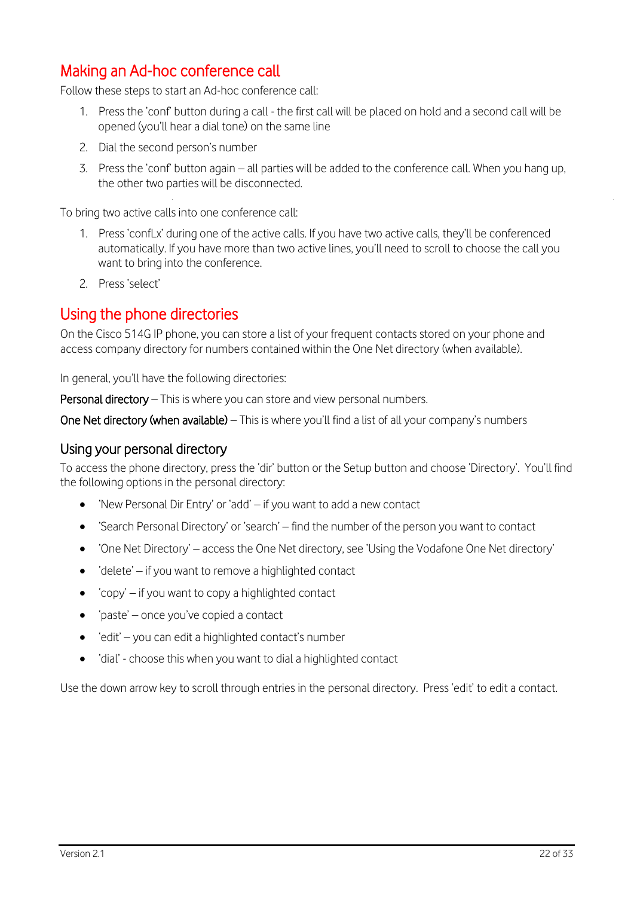## Making an Ad-hoc conference call

Follow these steps to start an Ad-hoc conference call:

1. Press the 'conf' button during a call - the first call will be placed on hold and a second call will be opened (you'll hear a dial tone) on the same line
2. Dial the second person's number
3. Press the 'conf' button again – all parties will be added to the conference call. When you hang up, the other two parties will be disconnected.

To bring two active calls into one conference call:

1. Press 'confLx' during one of the active calls. If you have two active calls, they'll be conferenced automatically. If you have more than two active lines, you'll need to scroll to choose the call you want to bring into the conference.
2. Press 'select'

## Using the phone directories

On the Cisco 514G IP phone, you can store a list of your frequent contacts stored on your phone and access company directory for numbers contained within the One Net directory (when available).

In general, you'll have the following directories:

**Personal directory** – This is where you can store and view personal numbers.

**One Net directory (when available)** – This is where you'll find a list of all your company's numbers

### Using your personal directory

To access the phone directory, press the 'dir' button or the Setup button and choose 'Directory'. You'll find the following options in the personal directory:

- 'New Personal Dir Entry' or 'add' – if you want to add a new contact
- 'Search Personal Directory' or 'search' – find the number of the person you want to contact
- 'One Net Directory' – access the One Net directory, see 'Using the Vodafone One Net directory'
- 'delete' – if you want to remove a highlighted contact
- 'copy' – if you want to copy a highlighted contact
- 'paste' – once you've copied a contact
- 'edit' – you can edit a highlighted contact's number
- 'dial' - choose this when you want to dial a highlighted contact

Use the down arrow key to scroll through entries in the personal directory. Press 'edit' to edit a contact.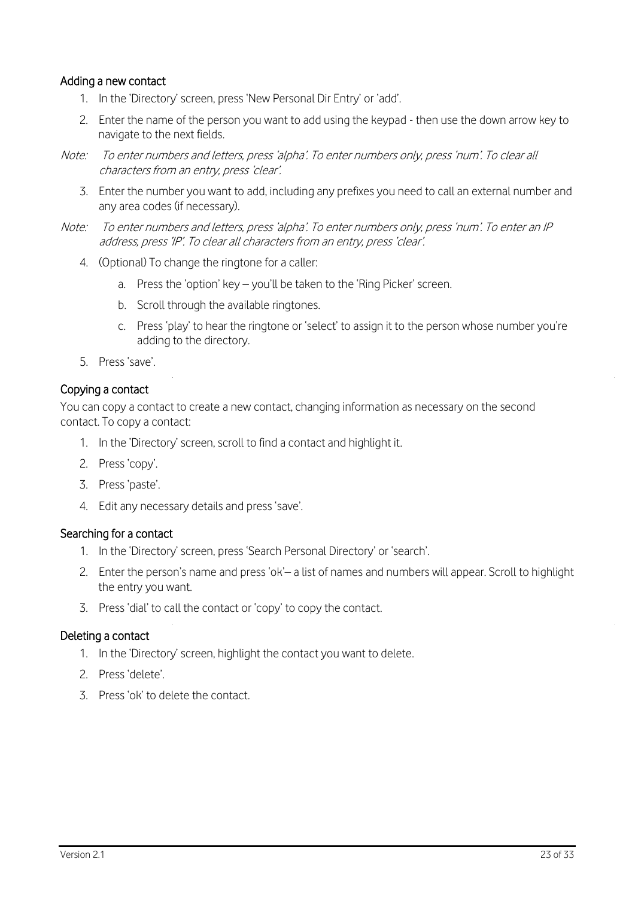### Adding a new contact

1. In the 'Directory' screen, press 'New Personal Dir Entry' or 'add'.
2. Enter the name of the person you want to add using the keypad - then use the down arrow key to navigate to the next fields.

*Note: To enter numbers and letters, press 'alpha'. To enter numbers only, press 'num'. To clear all characters from an entry, press 'clear'.*

3. Enter the number you want to add, including any prefixes you need to call an external number and any area codes (if necessary).

*Note: To enter numbers and letters, press 'alpha'. To enter numbers only, press 'num'. To enter an IP address, press 'IP'. To clear all characters from an entry, press 'clear'.*

4. (Optional) To change the ringtone for a caller:
   a. Press the 'option' key – you'll be taken to the 'Ring Picker' screen.
   b. Scroll through the available ringtones.
   c. Press 'play' to hear the ringtone or 'select' to assign it to the person whose number you're adding to the directory.
5. Press 'save'.

### Copying a contact

You can copy a contact to create a new contact, changing information as necessary on the second contact. To copy a contact:

1. In the 'Directory' screen, scroll to find a contact and highlight it.
2. Press 'copy'.
3. Press 'paste'.
4. Edit any necessary details and press 'save'.

### Searching for a contact

1. In the 'Directory' screen, press 'Search Personal Directory' or 'search'.
2. Enter the person's name and press 'ok'– a list of names and numbers will appear. Scroll to highlight the entry you want.
3. Press 'dial' to call the contact or 'copy' to copy the contact.

### Deleting a contact

1. In the 'Directory' screen, highlight the contact you want to delete.
2. Press 'delete'.
3. Press 'ok' to delete the contact.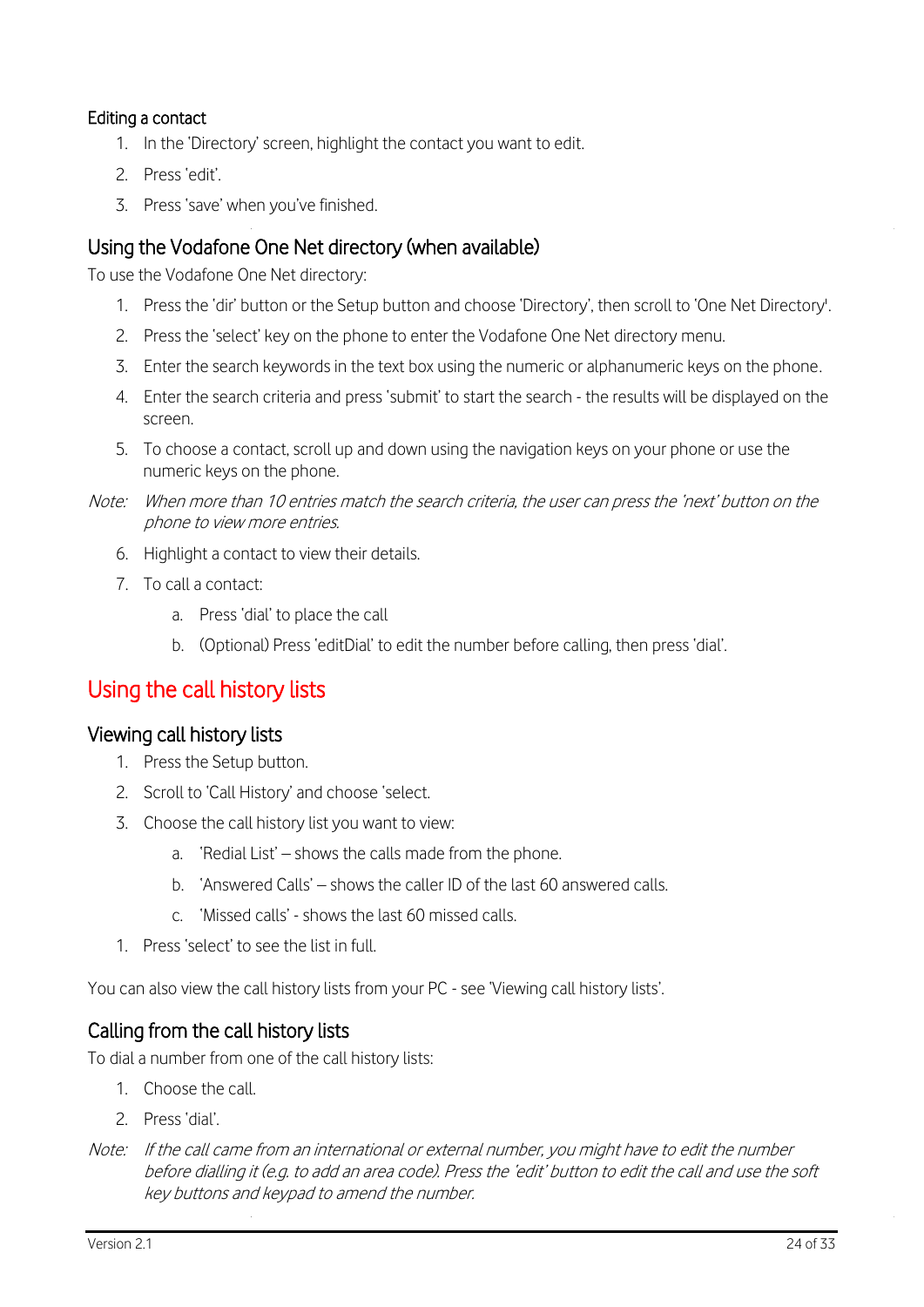### Editing a contact

1. In the 'Directory' screen, highlight the contact you want to edit.
2. Press 'edit'.
3. Press 'save' when you've finished.

### Using the Vodafone One Net directory (when available)

To use the Vodafone One Net directory:

1. Press the 'dir' button or the Setup button and choose 'Directory', then scroll to 'One Net Directory'.
2. Press the 'select' key on the phone to enter the Vodafone One Net directory menu.
3. Enter the search keywords in the text box using the numeric or alphanumeric keys on the phone.
4. Enter the search criteria and press 'submit' to start the search - the results will be displayed on the screen.
5. To choose a contact, scroll up and down using the navigation keys on your phone or use the numeric keys on the phone.

Note: *When more than 10 entries match the search criteria, the user can press the 'next' button on the phone to view more entries.*

6. Highlight a contact to view their details.
7. To call a contact:
   a. Press 'dial' to place the call
   b. (Optional) Press 'editDial' to edit the number before calling, then press 'dial'.

## Using the call history lists

### Viewing call history lists

1. Press the Setup button.
2. Scroll to 'Call History' and choose 'select.
3. Choose the call history list you want to view:
   a. 'Redial List' – shows the calls made from the phone.
   b. 'Answered Calls' – shows the caller ID of the last 60 answered calls.
   c. 'Missed calls' - shows the last 60 missed calls.

1. Press 'select' to see the list in full.

You can also view the call history lists from your PC - see 'Viewing call history lists'.

### Calling from the call history lists

To dial a number from one of the call history lists:

1. Choose the call.
2. Press 'dial'.

Note: *If the call came from an international or external number, you might have to edit the number before dialling it (e.g. to add an area code). Press the 'edit' button to edit the call and use the soft key buttons and keypad to amend the number.*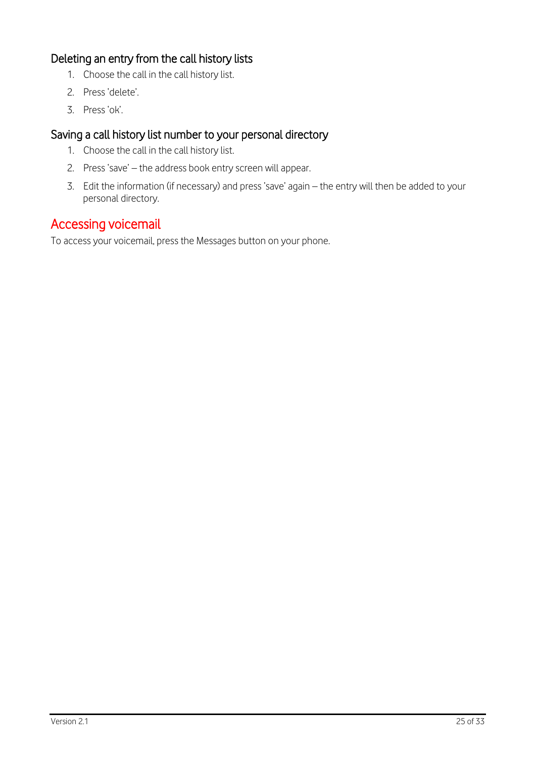### Deleting an entry from the call history lists

1. Choose the call in the call history list.
2. Press 'delete'.
3. Press 'ok'.

### Saving a call history list number to your personal directory

1. Choose the call in the call history list.
2. Press 'save' – the address book entry screen will appear.
3. Edit the information (if necessary) and press 'save' again – the entry will then be added to your personal directory.

## Accessing voicemail

To access your voicemail, press the Messages button on your phone.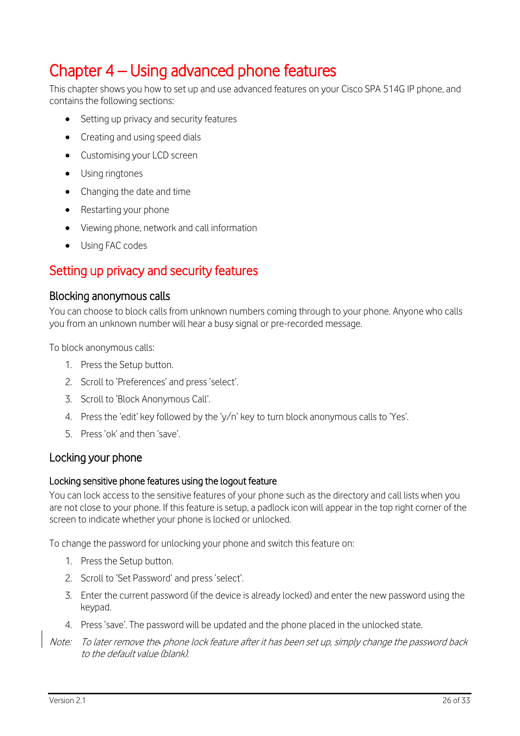# Chapter 4 – Using advanced phone features

This chapter shows you how to set up and use advanced features on your Cisco SPA 514G IP phone, and contains the following sections:

- Setting up privacy and security features
- Creating and using speed dials
- Customising your LCD screen
- Using ringtones
- Changing the date and time
- Restarting your phone
- Viewing phone, network and call information
- Using FAC codes

## Setting up privacy and security features

### Blocking anonymous calls

You can choose to block calls from unknown numbers coming through to your phone. Anyone who calls you from an unknown number will hear a busy signal or pre-recorded message.

To block anonymous calls:

1. Press the Setup button.
2. Scroll to 'Preferences' and press 'select'.
3. Scroll to 'Block Anonymous Call'.
4. Press the 'edit' key followed by the 'y/n' key to turn block anonymous calls to 'Yes'.
5. Press 'ok' and then 'save'.

### Locking your phone

#### Locking sensitive phone features using the logout feature

You can lock access to the sensitive features of your phone such as the directory and call lists when you are not close to your phone. If this feature is setup, a padlock icon will appear in the top right corner of the screen to indicate whether your phone is locked or unlocked.

To change the password for unlocking your phone and switch this feature on:

1. Press the Setup button.
2. Scroll to 'Set Password' and press 'select'.
3. Enter the current password (if the device is already locked) and enter the new password using the keypad.
4. Press 'save'. The password will be updated and the phone placed in the unlocked state.

*Note: To later remove the phone lock feature after it has been set up, simply change the password back to the default value (blank).*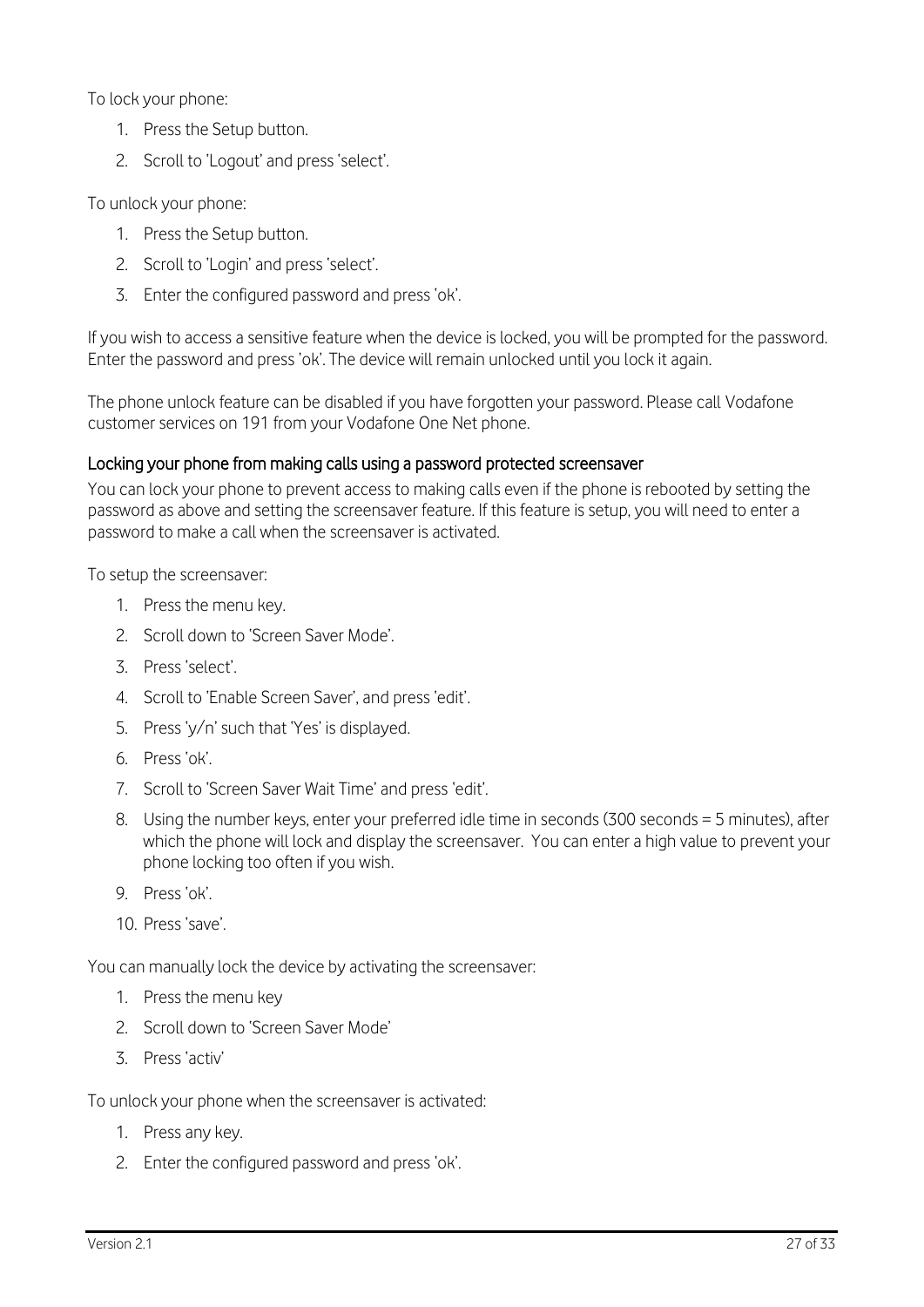To lock your phone:

1. Press the Setup button.
2. Scroll to 'Logout' and press 'select'.

To unlock your phone:

1. Press the Setup button.
2. Scroll to 'Login' and press 'select'.
3. Enter the configured password and press 'ok'.

If you wish to access a sensitive feature when the device is locked, you will be prompted for the password. Enter the password and press 'ok'. The device will remain unlocked until you lock it again.

The phone unlock feature can be disabled if you have forgotten your password. Please call Vodafone customer services on 191 from your Vodafone One Net phone.

### Locking your phone from making calls using a password protected screensaver

You can lock your phone to prevent access to making calls even if the phone is rebooted by setting the password as above and setting the screensaver feature. If this feature is setup, you will need to enter a password to make a call when the screensaver is activated.

To setup the screensaver:

1. Press the menu key.
2. Scroll down to 'Screen Saver Mode'.
3. Press 'select'.
4. Scroll to 'Enable Screen Saver', and press 'edit'.
5. Press 'y/n' such that 'Yes' is displayed.
6. Press 'ok'.
7. Scroll to 'Screen Saver Wait Time' and press 'edit'.
8. Using the number keys, enter your preferred idle time in seconds (300 seconds = 5 minutes), after which the phone will lock and display the screensaver. You can enter a high value to prevent your phone locking too often if you wish.
9. Press 'ok'.
10. Press 'save'.

You can manually lock the device by activating the screensaver:

1. Press the menu key
2. Scroll down to 'Screen Saver Mode'
3. Press 'activ'

To unlock your phone when the screensaver is activated:

1. Press any key.
2. Enter the configured password and press 'ok'.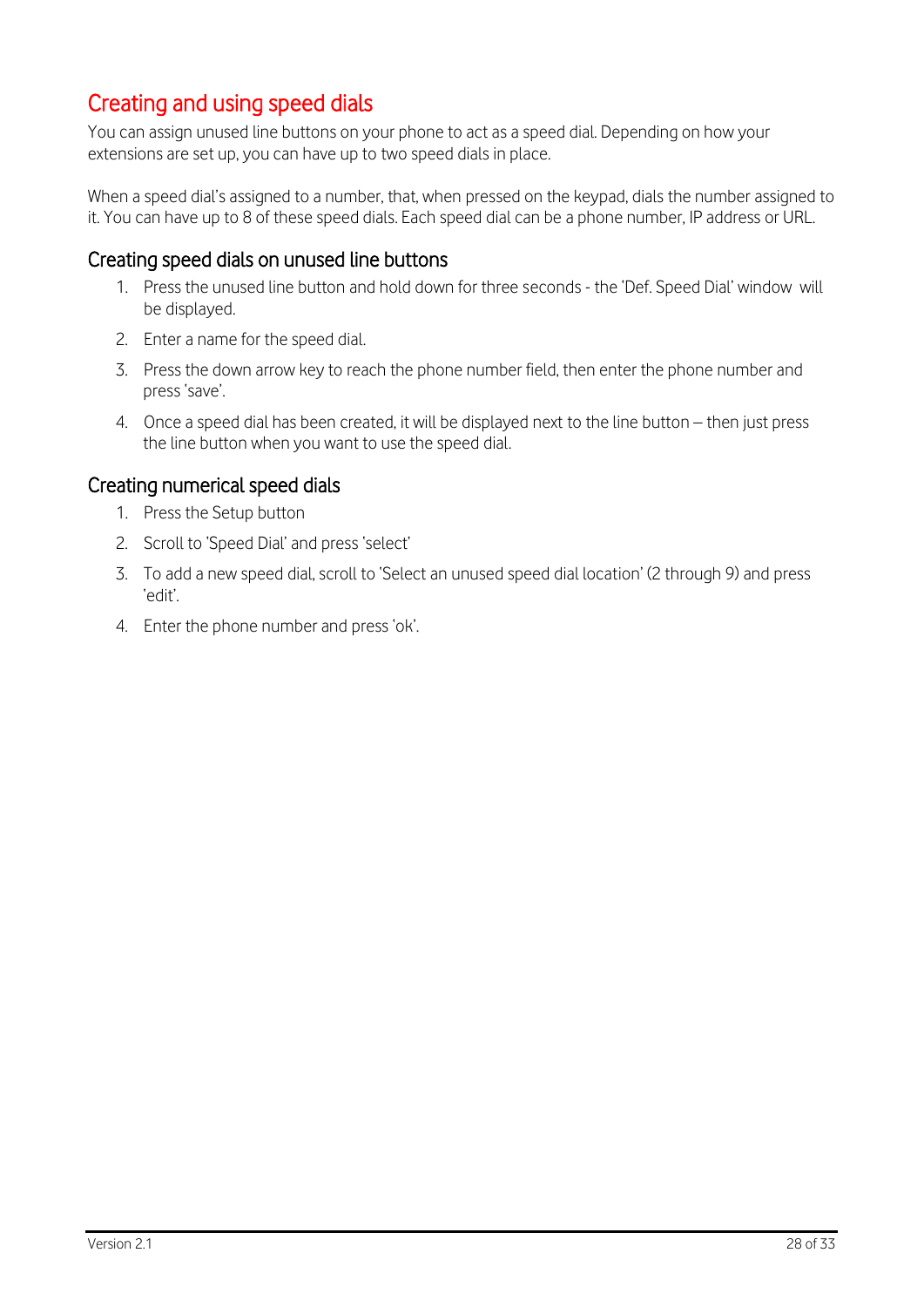## Creating and using speed dials

You can assign unused line buttons on your phone to act as a speed dial. Depending on how your extensions are set up, you can have up to two speed dials in place.

When a speed dial's assigned to a number, that, when pressed on the keypad, dials the number assigned to it. You can have up to 8 of these speed dials. Each speed dial can be a phone number, IP address or URL.

### Creating speed dials on unused line buttons

1. Press the unused line button and hold down for three seconds - the 'Def. Speed Dial' window will be displayed.
2. Enter a name for the speed dial.
3. Press the down arrow key to reach the phone number field, then enter the phone number and press 'save'.
4. Once a speed dial has been created, it will be displayed next to the line button – then just press the line button when you want to use the speed dial.

### Creating numerical speed dials

1. Press the Setup button
2. Scroll to 'Speed Dial' and press 'select'
3. To add a new speed dial, scroll to 'Select an unused speed dial location' (2 through 9) and press 'edit'.
4. Enter the phone number and press 'ok'.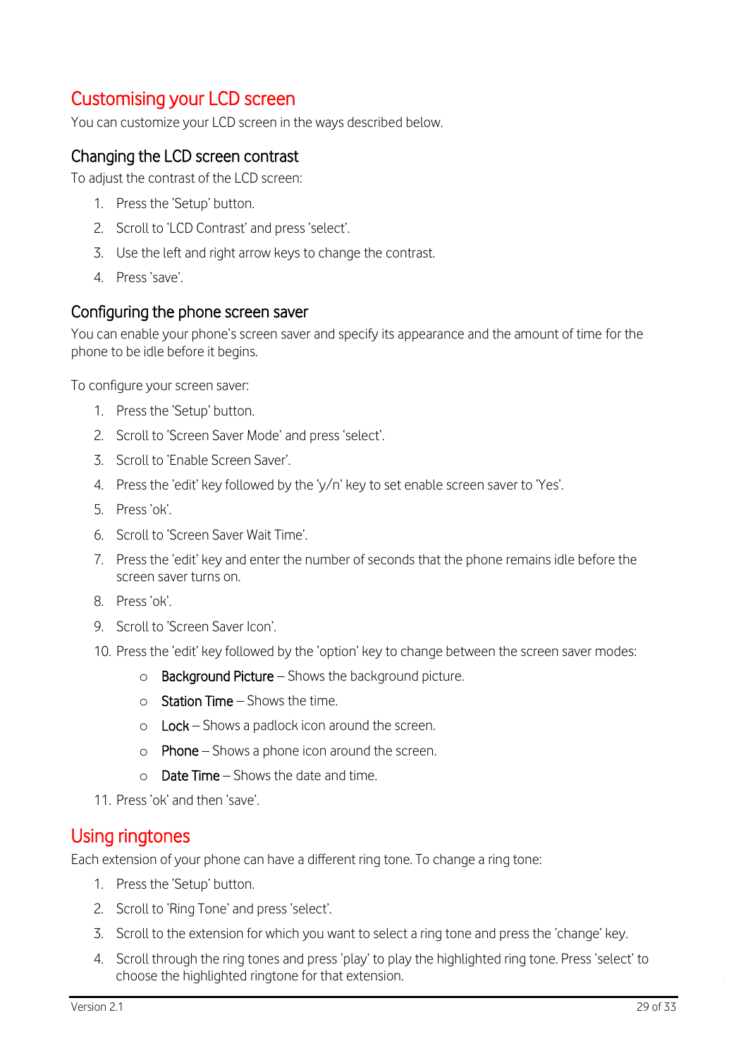## Customising your LCD screen

You can customize your LCD screen in the ways described below.

### Changing the LCD screen contrast

To adjust the contrast of the LCD screen:

1. Press the 'Setup' button.
2. Scroll to 'LCD Contrast' and press 'select'.
3. Use the left and right arrow keys to change the contrast.
4. Press 'save'.

### Configuring the phone screen saver

You can enable your phone's screen saver and specify its appearance and the amount of time for the phone to be idle before it begins.

To configure your screen saver:

1. Press the 'Setup' button.
2. Scroll to 'Screen Saver Mode' and press 'select'.
3. Scroll to 'Enable Screen Saver'.
4. Press the 'edit' key followed by the 'y/n' key to set enable screen saver to 'Yes'.
5. Press 'ok'.
6. Scroll to 'Screen Saver Wait Time'.
7. Press the 'edit' key and enter the number of seconds that the phone remains idle before the screen saver turns on.
8. Press 'ok'.
9. Scroll to 'Screen Saver Icon'.
10. Press the 'edit' key followed by the 'option' key to change between the screen saver modes:
    - Background Picture – Shows the background picture.
    - Station Time – Shows the time.
    - Lock – Shows a padlock icon around the screen.
    - Phone – Shows a phone icon around the screen.
    - Date Time – Shows the date and time.
11. Press 'ok' and then 'save'.

## Using ringtones

Each extension of your phone can have a different ring tone. To change a ring tone:

1. Press the 'Setup' button.
2. Scroll to 'Ring Tone' and press 'select'.
3. Scroll to the extension for which you want to select a ring tone and press the 'change' key.
4. Scroll through the ring tones and press 'play' to play the highlighted ring tone. Press 'select' to choose the highlighted ringtone for that extension.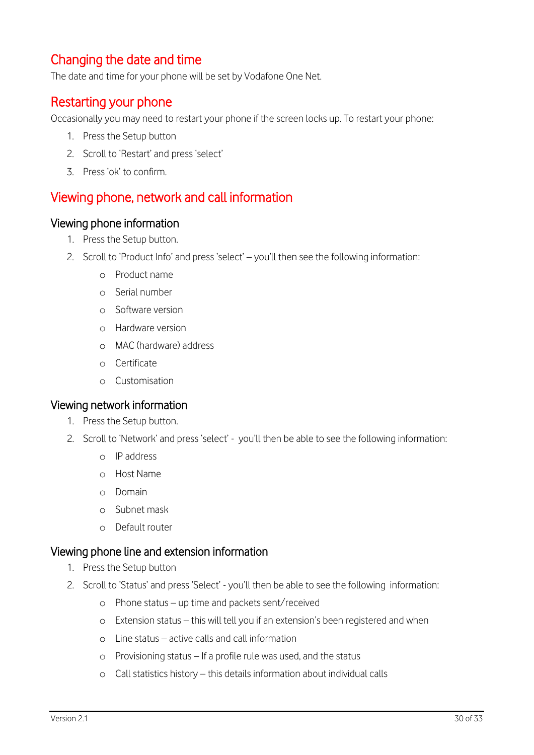## Changing the date and time

The date and time for your phone will be set by Vodafone One Net.

## Restarting your phone

Occasionally you may need to restart your phone if the screen locks up. To restart your phone:

1. Press the Setup button
2. Scroll to 'Restart' and press 'select'
3. Press 'ok' to confirm.

## Viewing phone, network and call information

### Viewing phone information

1. Press the Setup button.
2. Scroll to 'Product Info' and press 'select' – you'll then see the following information:
    - Product name
    - Serial number
    - Software version
    - Hardware version
    - MAC (hardware) address
    - Certificate
    - Customisation

### Viewing network information

1. Press the Setup button.
2. Scroll to 'Network' and press 'select' - you'll then be able to see the following information:
    - IP address
    - Host Name
    - Domain
    - Subnet mask
    - Default router

### Viewing phone line and extension information

1. Press the Setup button
2. Scroll to 'Status' and press 'Select' - you'll then be able to see the following information:
    - Phone status – up time and packets sent/received
    - Extension status – this will tell you if an extension's been registered and when
    - Line status – active calls and call information
    - Provisioning status – If a profile rule was used, and the status
    - Call statistics history – this details information about individual calls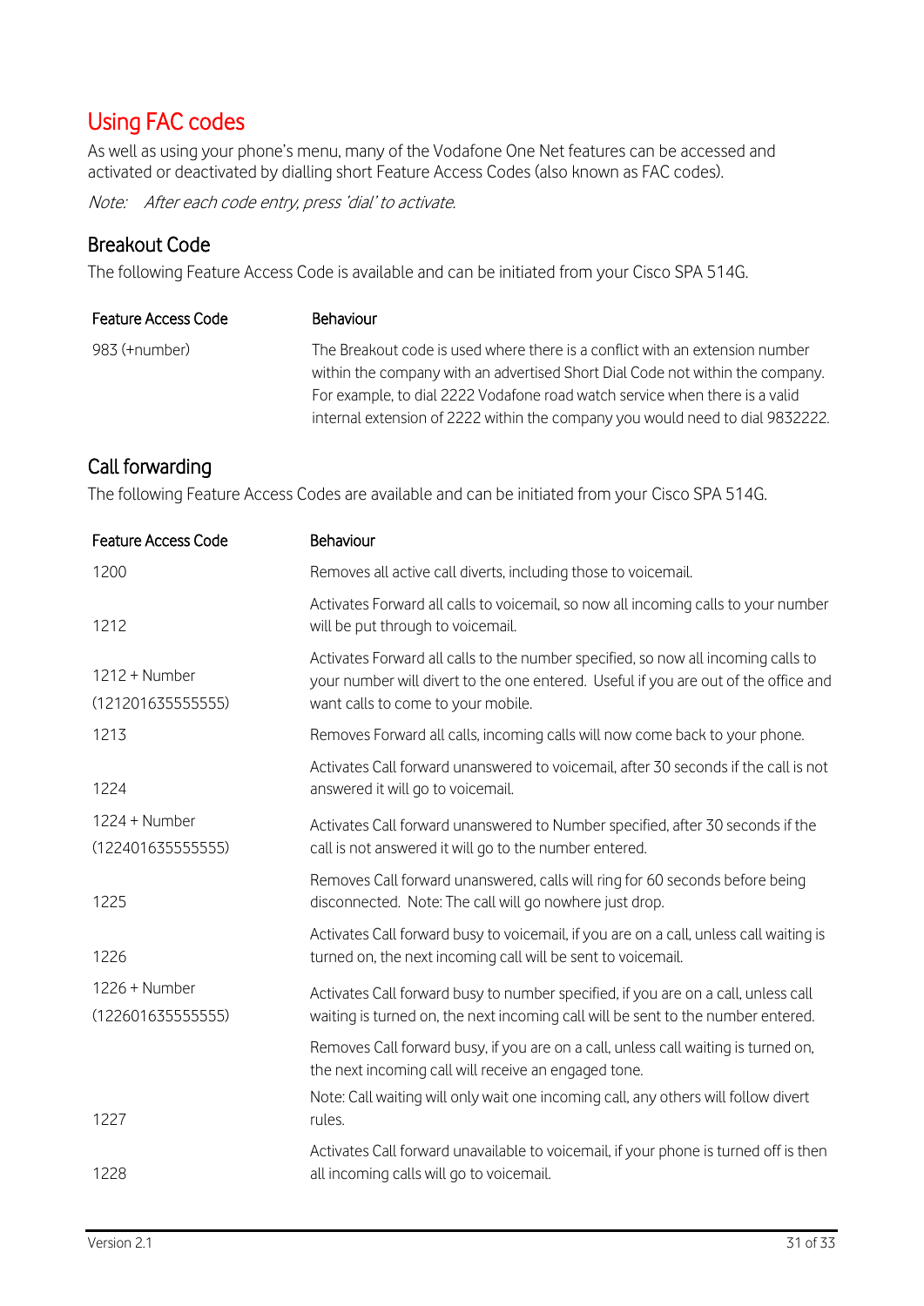# Using FAC codes

As well as using your phone's menu, many of the Vodafone One Net features can be accessed and activated or deactivated by dialling short Feature Access Codes (also known as FAC codes).

*Note: After each code entry, press 'dial' to activate.*

## Breakout Code

The following Feature Access Code is available and can be initiated from your Cisco SPA 514G.

| Feature Access Code | Behaviour |
|---|---|
| 983 (+number) | The Breakout code is used where there is a conflict with an extension number within the company with an advertised Short Dial Code not within the company. For example, to dial 2222 Vodafone road watch service when there is a valid internal extension of 2222 within the company you would need to dial 9832222. |

## Call forwarding

The following Feature Access Codes are available and can be initiated from your Cisco SPA 514G.

| Feature Access Code | Behaviour |
|---|---|
| 1200 | Removes all active call diverts, including those to voicemail. |
| 1212 | Activates Forward all calls to voicemail, so now all incoming calls to your number will be put through to voicemail. |
| 1212 + Number (121201635555555) | Activates Forward all calls to the number specified, so now all incoming calls to your number will divert to the one entered. Useful if you are out of the office and want calls to come to your mobile. |
| 1213 | Removes Forward all calls, incoming calls will now come back to your phone. |
| 1224 | Activates Call forward unanswered to voicemail, after 30 seconds if the call is not answered it will go to voicemail. |
| 1224 + Number (122401635555555) | Activates Call forward unanswered to Number specified, after 30 seconds if the call is not answered it will go to the number entered. |
| 1225 | Removes Call forward unanswered, calls will ring for 60 seconds before being disconnected. Note: The call will go nowhere just drop. |
| 1226 | Activates Call forward busy to voicemail, if you are on a call, unless call waiting is turned on, the next incoming call will be sent to voicemail. |
| 1226 + Number (122601635555555) | Activates Call forward busy to number specified, if you are on a call, unless call waiting is turned on, the next incoming call will be sent to the number entered. |
| 1227 | Removes Call forward busy, if you are on a call, unless call waiting is turned on, the next incoming call will receive an engaged tone. Note: Call waiting will only wait one incoming call, any others will follow divert rules. |
| 1228 | Activates Call forward unavailable to voicemail, if your phone is turned off is then all incoming calls will go to voicemail. |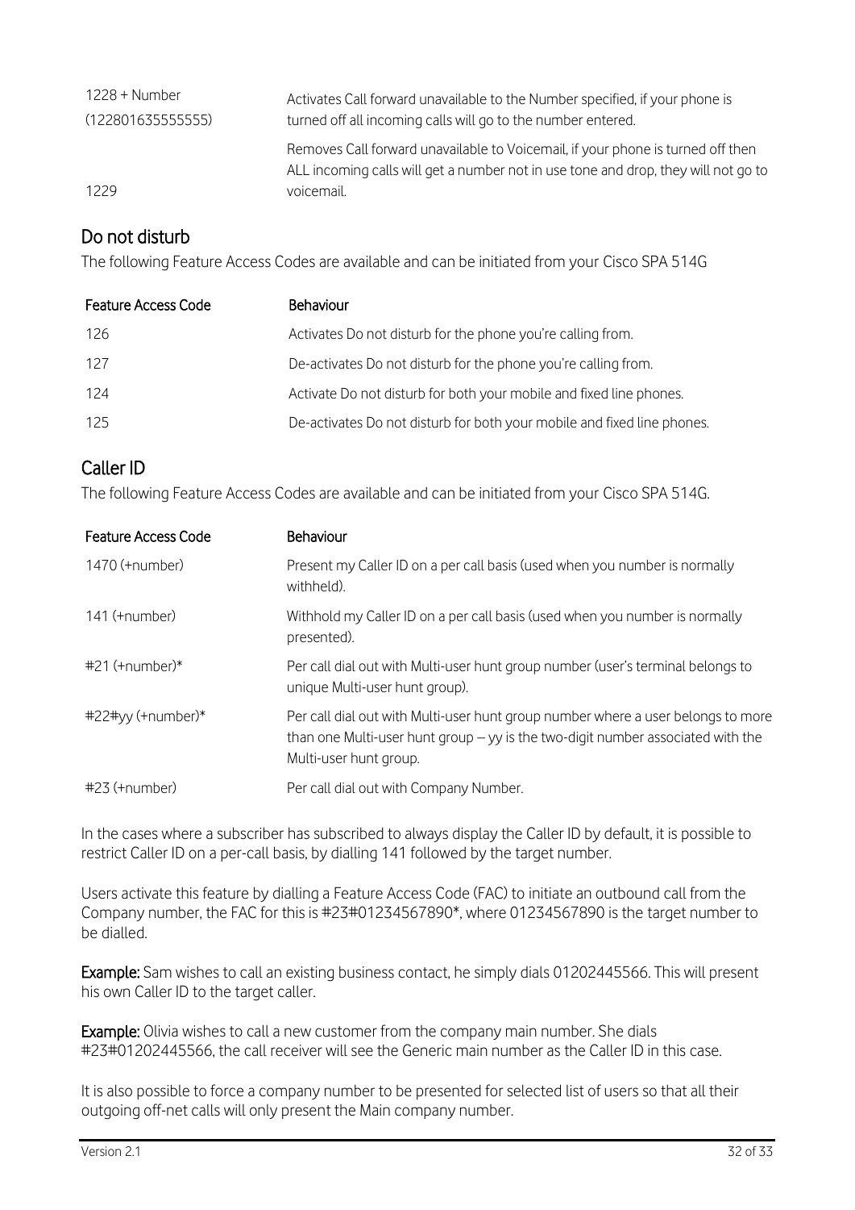| | |
|---|---|
| 1228 + Number (122801635555555) | Activates Call forward unavailable to the Number specified, if your phone is turned off all incoming calls will go to the number entered. |
| 1229 | Removes Call forward unavailable to Voicemail, if your phone is turned off then ALL incoming calls will get a number not in use tone and drop, they will not go to voicemail. |

## Do not disturb

The following Feature Access Codes are available and can be initiated from your Cisco SPA 514G

| Feature Access Code | Behaviour |
|---|---|
| 126 | Activates Do not disturb for the phone you're calling from. |
| 127 | De-activates Do not disturb for the phone you're calling from. |
| 124 | Activate Do not disturb for both your mobile and fixed line phones. |
| 125 | De-activates Do not disturb for both your mobile and fixed line phones. |

## Caller ID

The following Feature Access Codes are available and can be initiated from your Cisco SPA 514G.

| Feature Access Code | Behaviour |
|---|---|
| 1470 (+number) | Present my Caller ID on a per call basis (used when you number is normally withheld). |
| 141 (+number) | Withhold my Caller ID on a per call basis (used when you number is normally presented). |
| #21 (+number)* | Per call dial out with Multi-user hunt group number (user's terminal belongs to unique Multi-user hunt group). |
| #22#yy (+number)* | Per call dial out with Multi-user hunt group number where a user belongs to more than one Multi-user hunt group – yy is the two-digit number associated with the Multi-user hunt group. |
| #23 (+number) | Per call dial out with Company Number. |

In the cases where a subscriber has subscribed to always display the Caller ID by default, it is possible to restrict Caller ID on a per-call basis, by dialling 141 followed by the target number.

Users activate this feature by dialling a Feature Access Code (FAC) to initiate an outbound call from the Company number, the FAC for this is #23#01234567890*, where 01234567890 is the target number to be dialled.

**Example:** Sam wishes to call an existing business contact, he simply dials 01202445566. This will present his own Caller ID to the target caller.

**Example:** Olivia wishes to call a new customer from the company main number. She dials #23#01202445566, the call receiver will see the Generic main number as the Caller ID in this case.

It is also possible to force a company number to be presented for selected list of users so that all their outgoing off-net calls will only present the Main company number.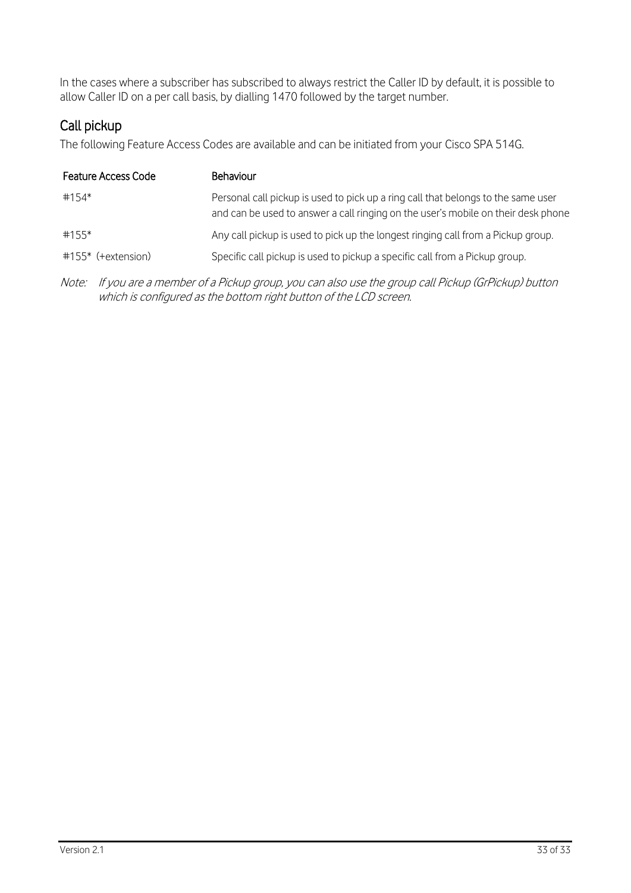In the cases where a subscriber has subscribed to always restrict the Caller ID by default, it is possible to allow Caller ID on a per call basis, by dialling 1470 followed by the target number.

## Call pickup

The following Feature Access Codes are available and can be initiated from your Cisco SPA 514G.

| Feature Access Code | Behaviour |
|---|---|
| #154* | Personal call pickup is used to pick up a ring call that belongs to the same user and can be used to answer a call ringing on the user's mobile on their desk phone |
| #155* | Any call pickup is used to pick up the longest ringing call from a Pickup group. |
| #155* (+extension) | Specific call pickup is used to pickup a specific call from a Pickup group. |

*Note: If you are a member of a Pickup group, you can also use the group call Pickup (GrPickup) button which is configured as the bottom right button of the LCD screen.*